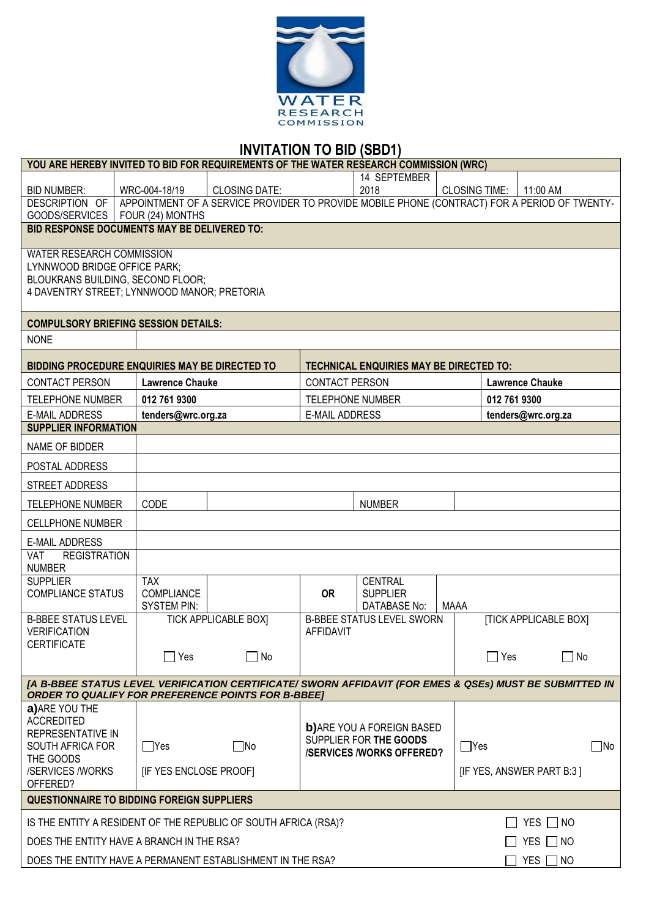WATER RESEARCH COMMISSION

# INVITATION TO BID (SBD1)

| YOU ARE HEREBY INVITED TO BID FOR REQUIREMENTS OF THE WATER RESEARCH COMMISSION (WRC) | | | | | |
|---|---|---|---|---|---|
| BID NUMBER: | WRC-004-18/19 | CLOSING DATE: | 14 SEPTEMBER 2018 | CLOSING TIME: | 11:00 AM |
| DESCRIPTION OF GOODS/SERVICES | APPOINTMENT OF A SERVICE PROVIDER TO PROVIDE MOBILE PHONE (CONTRACT) FOR A PERIOD OF TWENTY-FOUR (24) MONTHS | | | | |

**BID RESPONSE DOCUMENTS MAY BE DELIVERED TO:**

WATER RESEARCH COMMISSION
LYNNWOOD BRIDGE OFFICE PARK;
BLOUKRANS BUILDING, SECOND FLOOR;
4 DAVENTRY STREET; LYNNWOOD MANOR; PRETORIA

**COMPULSORY BRIEFING SESSION DETAILS:**

| NONE | |
|---|---|

| BIDDING PROCEDURE ENQUIRIES MAY BE DIRECTED TO | | TECHNICAL ENQUIRIES MAY BE DIRECTED TO: | |
|---|---|---|---|
| CONTACT PERSON | **Lawrence Chauke** | CONTACT PERSON | **Lawrence Chauke** |
| TELEPHONE NUMBER | **012 761 9300** | TELEPHONE NUMBER | **012 761 9300** |
| E-MAIL ADDRESS | **tenders@wrc.org.za** | E-MAIL ADDRESS | **tenders@wrc.org.za** |

| SUPPLIER INFORMATION | | | | | |
|---|---|---|---|---|---|
| NAME OF BIDDER | | | | | |
| POSTAL ADDRESS | | | | | |
| STREET ADDRESS | | | | | |
| TELEPHONE NUMBER | CODE | | | NUMBER | |
| CELLPHONE NUMBER | | | | | |
| E-MAIL ADDRESS | | | | | |
| VAT REGISTRATION NUMBER | | | | | |
| SUPPLIER COMPLIANCE STATUS | TAX COMPLIANCE SYSTEM PIN: | | OR | CENTRAL SUPPLIER DATABASE No: | MAAA |
| B-BBEE STATUS LEVEL VERIFICATION CERTIFICATE | TICK APPLICABLE BOX] ☐ Yes ☐ No | | B-BBEE STATUS LEVEL SWORN AFFIDAVIT | | [TICK APPLICABLE BOX] ☐ Yes ☐ No |

***[A B-BBEE STATUS LEVEL VERIFICATION CERTIFICATE/ SWORN AFFIDAVIT (FOR EMES & QSEs) MUST BE SUBMITTED IN ORDER TO QUALIFY FOR PREFERENCE POINTS FOR B-BBEE]***

| **a)** ARE YOU THE ACCREDITED REPRESENTATIVE IN SOUTH AFRICA FOR THE GOODS /SERVICES /WORKS OFFERED? | ☐Yes ☐No [IF YES ENCLOSE PROOF] | **b)** ARE YOU A FOREIGN BASED SUPPLIER FOR **THE GOODS /SERVICES /WORKS OFFERED?** | ☐Yes ☐No [IF YES, ANSWER PART B:3 ] |
|---|---|---|---|

**QUESTIONNAIRE TO BIDDING FOREIGN SUPPLIERS**

| | |
|---|---|
| IS THE ENTITY A RESIDENT OF THE REPUBLIC OF SOUTH AFRICA (RSA)? | ☐ YES ☐ NO |
| DOES THE ENTITY HAVE A BRANCH IN THE RSA? | ☐ YES ☐ NO |
| DOES THE ENTITY HAVE A PERMANENT ESTABLISHMENT IN THE RSA? | ☐ YES ☐ NO |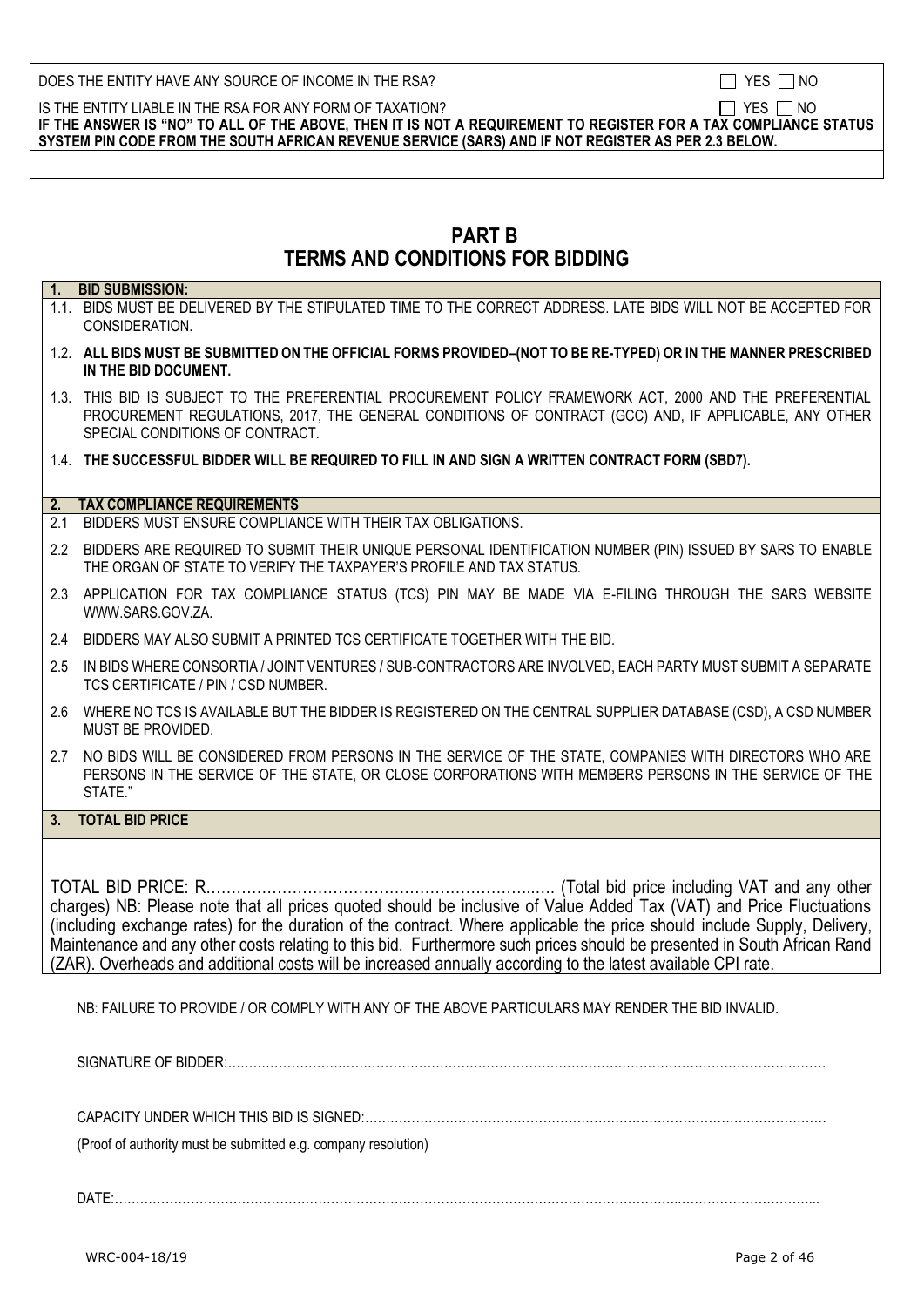DOES THE ENTITY HAVE ANY SOURCE OF INCOME IN THE RSA? ☐ YES ☐ NO

IS THE ENTITY LIABLE IN THE RSA FOR ANY FORM OF TAXATION? ☐ YES ☐ NO

**IF THE ANSWER IS "NO" TO ALL OF THE ABOVE, THEN IT IS NOT A REQUIREMENT TO REGISTER FOR A TAX COMPLIANCE STATUS SYSTEM PIN CODE FROM THE SOUTH AFRICAN REVENUE SERVICE (SARS) AND IF NOT REGISTER AS PER 2.3 BELOW.**

# PART B
# TERMS AND CONDITIONS FOR BIDDING

**1. BID SUBMISSION:**

1.1. BIDS MUST BE DELIVERED BY THE STIPULATED TIME TO THE CORRECT ADDRESS. LATE BIDS WILL NOT BE ACCEPTED FOR CONSIDERATION.

1.2. **ALL BIDS MUST BE SUBMITTED ON THE OFFICIAL FORMS PROVIDED–(NOT TO BE RE-TYPED) OR IN THE MANNER PRESCRIBED IN THE BID DOCUMENT.**

1.3. THIS BID IS SUBJECT TO THE PREFERENTIAL PROCUREMENT POLICY FRAMEWORK ACT, 2000 AND THE PREFERENTIAL PROCUREMENT REGULATIONS, 2017, THE GENERAL CONDITIONS OF CONTRACT (GCC) AND, IF APPLICABLE, ANY OTHER SPECIAL CONDITIONS OF CONTRACT.

1.4. **THE SUCCESSFUL BIDDER WILL BE REQUIRED TO FILL IN AND SIGN A WRITTEN CONTRACT FORM (SBD7).**

**2. TAX COMPLIANCE REQUIREMENTS**

2.1 BIDDERS MUST ENSURE COMPLIANCE WITH THEIR TAX OBLIGATIONS.

2.2 BIDDERS ARE REQUIRED TO SUBMIT THEIR UNIQUE PERSONAL IDENTIFICATION NUMBER (PIN) ISSUED BY SARS TO ENABLE THE ORGAN OF STATE TO VERIFY THE TAXPAYER'S PROFILE AND TAX STATUS.

2.3 APPLICATION FOR TAX COMPLIANCE STATUS (TCS) PIN MAY BE MADE VIA E-FILING THROUGH THE SARS WEBSITE WWW.SARS.GOV.ZA.

2.4 BIDDERS MAY ALSO SUBMIT A PRINTED TCS CERTIFICATE TOGETHER WITH THE BID.

2.5 IN BIDS WHERE CONSORTIA / JOINT VENTURES / SUB-CONTRACTORS ARE INVOLVED, EACH PARTY MUST SUBMIT A SEPARATE TCS CERTIFICATE / PIN / CSD NUMBER.

2.6 WHERE NO TCS IS AVAILABLE BUT THE BIDDER IS REGISTERED ON THE CENTRAL SUPPLIER DATABASE (CSD), A CSD NUMBER MUST BE PROVIDED.

2.7 NO BIDS WILL BE CONSIDERED FROM PERSONS IN THE SERVICE OF THE STATE, COMPANIES WITH DIRECTORS WHO ARE PERSONS IN THE SERVICE OF THE STATE, OR CLOSE CORPORATIONS WITH MEMBERS PERSONS IN THE SERVICE OF THE STATE."

**3. TOTAL BID PRICE**

TOTAL BID PRICE: R…………………………………………………………..…. (Total bid price including VAT and any other charges) NB: Please note that all prices quoted should be inclusive of Value Added Tax (VAT) and Price Fluctuations (including exchange rates) for the duration of the contract. Where applicable the price should include Supply, Delivery, Maintenance and any other costs relating to this bid. Furthermore such prices should be presented in South African Rand (ZAR). Overheads and additional costs will be increased annually according to the latest available CPI rate.

NB: FAILURE TO PROVIDE / OR COMPLY WITH ANY OF THE ABOVE PARTICULARS MAY RENDER THE BID INVALID.

SIGNATURE OF BIDDER:……………………………………………………………………………………………………………………

CAPACITY UNDER WHICH THIS BID IS SIGNED:……………………………………………………………………………………

(Proof of authority must be submitted e.g. company resolution)

DATE:…………………………………………………………………………………………………………………………………...

WRC-004-18/19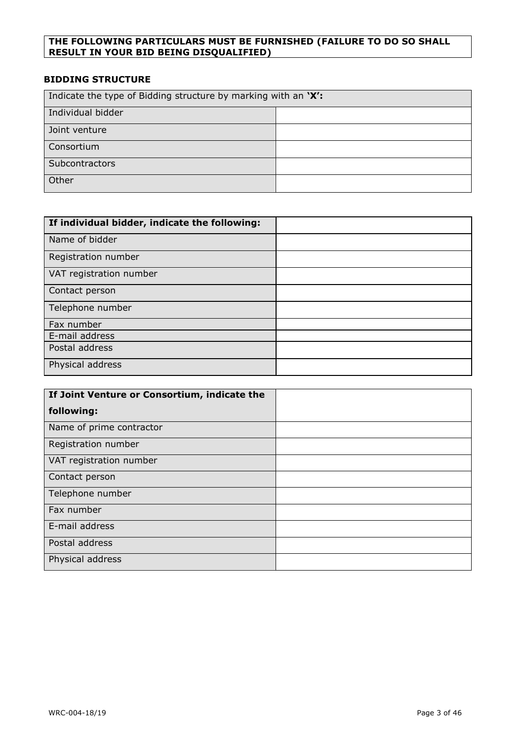**THE FOLLOWING PARTICULARS MUST BE FURNISHED (FAILURE TO DO SO SHALL RESULT IN YOUR BID BEING DISQUALIFIED)**

**BIDDING STRUCTURE**

| Indicate the type of Bidding structure by marking with an **'X':** | |
|---|---|
| Individual bidder | |
| Joint venture | |
| Consortium | |
| Subcontractors | |
| Other | |

| **If individual bidder, indicate the following:** | |
|---|---|
| Name of bidder | |
| Registration number | |
| VAT registration number | |
| Contact person | |
| Telephone number | |
| Fax number | |
| E-mail address | |
| Postal address | |
| Physical address | |

| **If Joint Venture or Consortium, indicate the following:** | |
|---|---|
| Name of prime contractor | |
| Registration number | |
| VAT registration number | |
| Contact person | |
| Telephone number | |
| Fax number | |
| E-mail address | |
| Postal address | |
| Physical address | |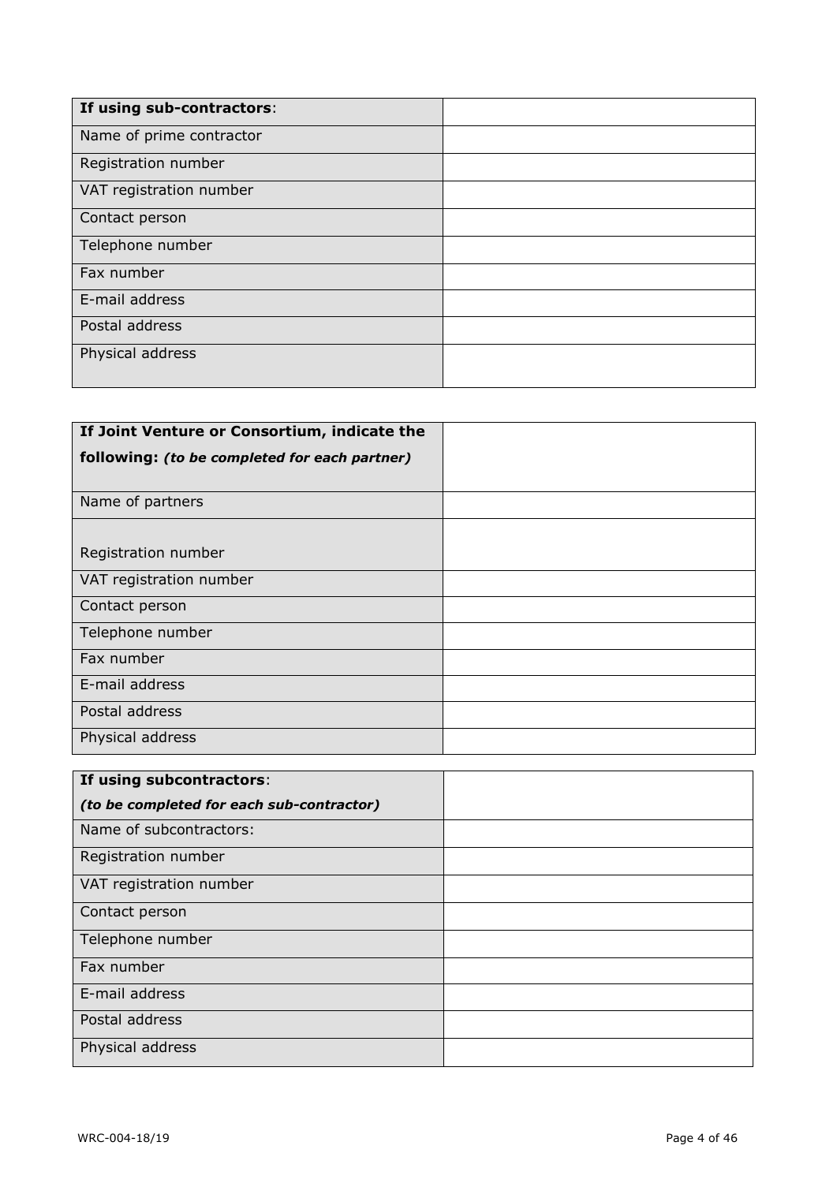| **If using sub-contractors**: | |
| --- | --- |
| Name of prime contractor | |
| Registration number | |
| VAT registration number | |
| Contact person | |
| Telephone number | |
| Fax number | |
| E-mail address | |
| Postal address | |
| Physical address | |

| **If Joint Venture or Consortium, indicate the following:** ***(to be completed for each partner)*** | |
| --- | --- |
| Name of partners | |
| Registration number | |
| VAT registration number | |
| Contact person | |
| Telephone number | |
| Fax number | |
| E-mail address | |
| Postal address | |
| Physical address | |

| **If using subcontractors**: ***(to be completed for each sub-contractor)*** | |
| --- | --- |
| Name of subcontractors: | |
| Registration number | |
| VAT registration number | |
| Contact person | |
| Telephone number | |
| Fax number | |
| E-mail address | |
| Postal address | |
| Physical address | |

WRC-004-18/19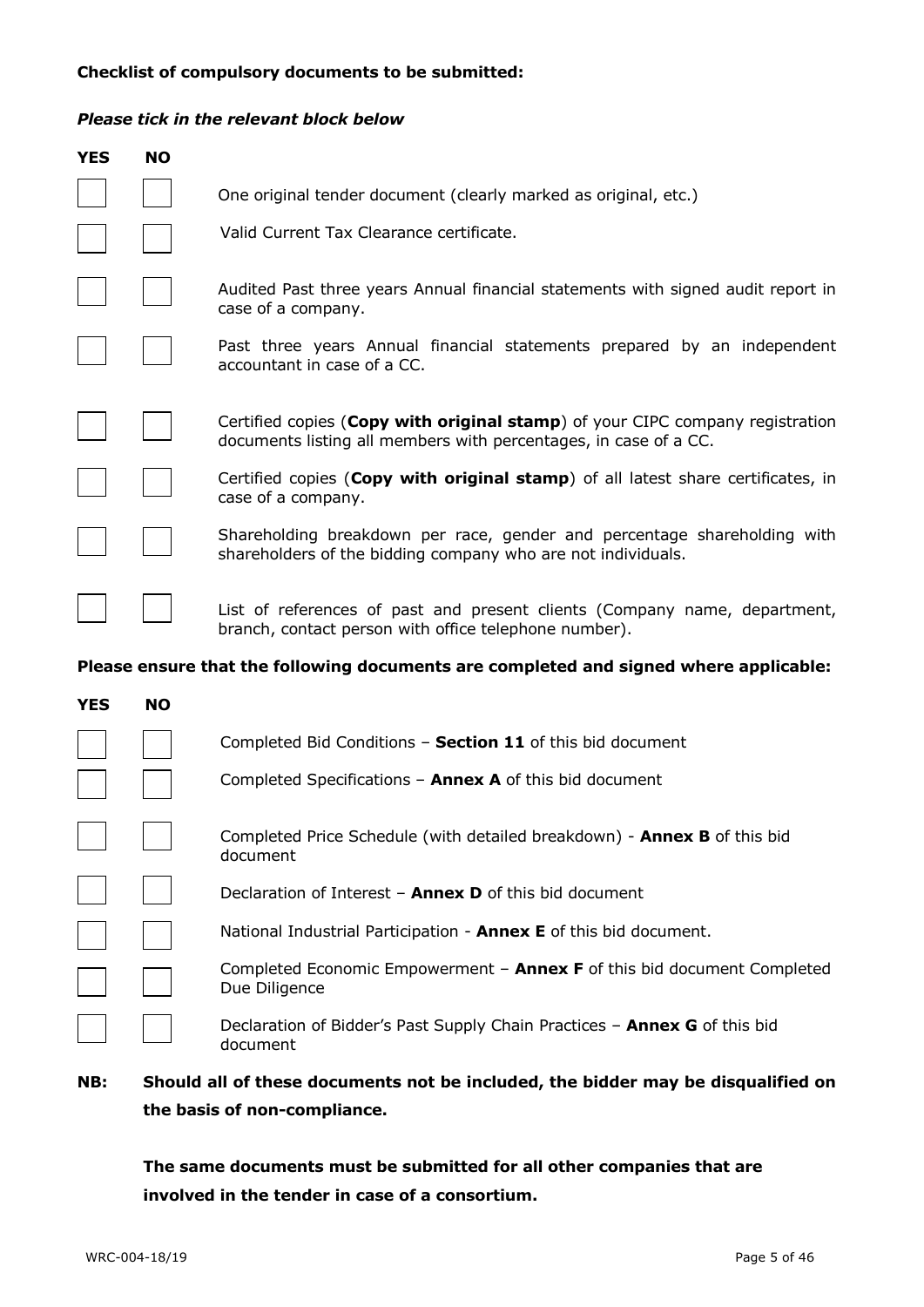**Checklist of compulsory documents to be submitted:**

***Please tick in the relevant block below***

| YES | NO | |
|---|---|---|
| | | One original tender document (clearly marked as original, etc.) |
| | | Valid Current Tax Clearance certificate. |
| | | Audited Past three years Annual financial statements with signed audit report in case of a company. |
| | | Past three years Annual financial statements prepared by an independent accountant in case of a CC. |
| | | Certified copies (**Copy with original stamp**) of your CIPC company registration documents listing all members with percentages, in case of a CC. |
| | | Certified copies (**Copy with original stamp**) of all latest share certificates, in case of a company. |
| | | Shareholding breakdown per race, gender and percentage shareholding with shareholders of the bidding company who are not individuals. |
| | | List of references of past and present clients (Company name, department, branch, contact person with office telephone number). |

**Please ensure that the following documents are completed and signed where applicable:**

| YES | NO | |
|---|---|---|
| | | Completed Bid Conditions – **Section 11** of this bid document |
| | | Completed Specifications – **Annex A** of this bid document |
| | | Completed Price Schedule (with detailed breakdown) - **Annex B** of this bid document |
| | | Declaration of Interest – **Annex D** of this bid document |
| | | National Industrial Participation - **Annex E** of this bid document. |
| | | Completed Economic Empowerment – **Annex F** of this bid document Completed Due Diligence |
| | | Declaration of Bidder's Past Supply Chain Practices – **Annex G** of this bid document |

**NB: Should all of these documents not be included, the bidder may be disqualified on the basis of non-compliance.**

**The same documents must be submitted for all other companies that are involved in the tender in case of a consortium.**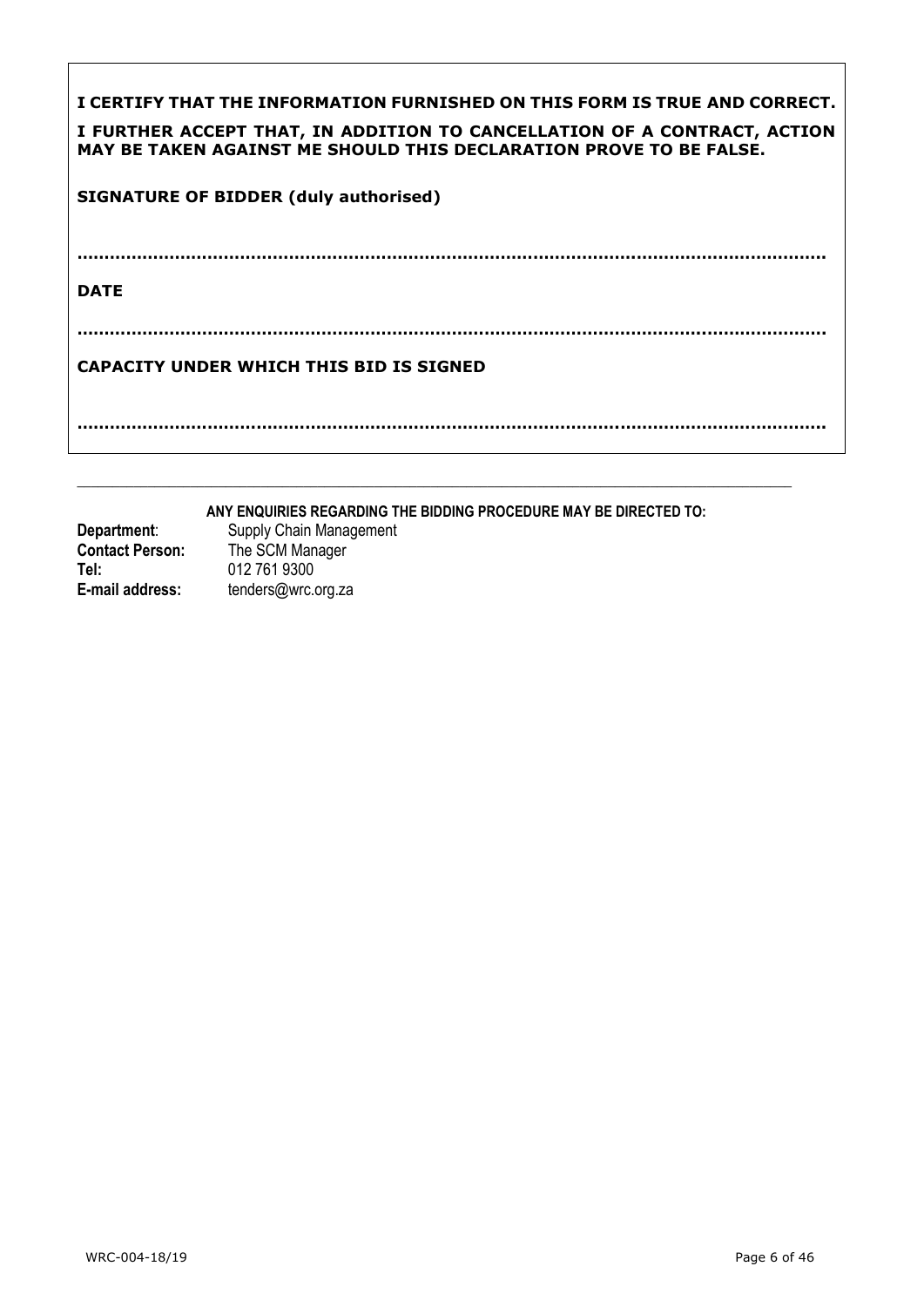**I CERTIFY THAT THE INFORMATION FURNISHED ON THIS FORM IS TRUE AND CORRECT.**

**I FURTHER ACCEPT THAT, IN ADDITION TO CANCELLATION OF A CONTRACT, ACTION MAY BE TAKEN AGAINST ME SHOULD THIS DECLARATION PROVE TO BE FALSE.**

**SIGNATURE OF BIDDER (duly authorised)**

……………………………………………………………………………………………………………………

**DATE**

……………………………………………………………………………………………………………………

**CAPACITY UNDER WHICH THIS BID IS SIGNED**

……………………………………………………………………………………………………………………

---

**ANY ENQUIRIES REGARDING THE BIDDING PROCEDURE MAY BE DIRECTED TO:**

**Department**: Supply Chain Management
**Contact Person:** The SCM Manager
**Tel:** 012 761 9300
**E-mail address:** tenders@wrc.org.za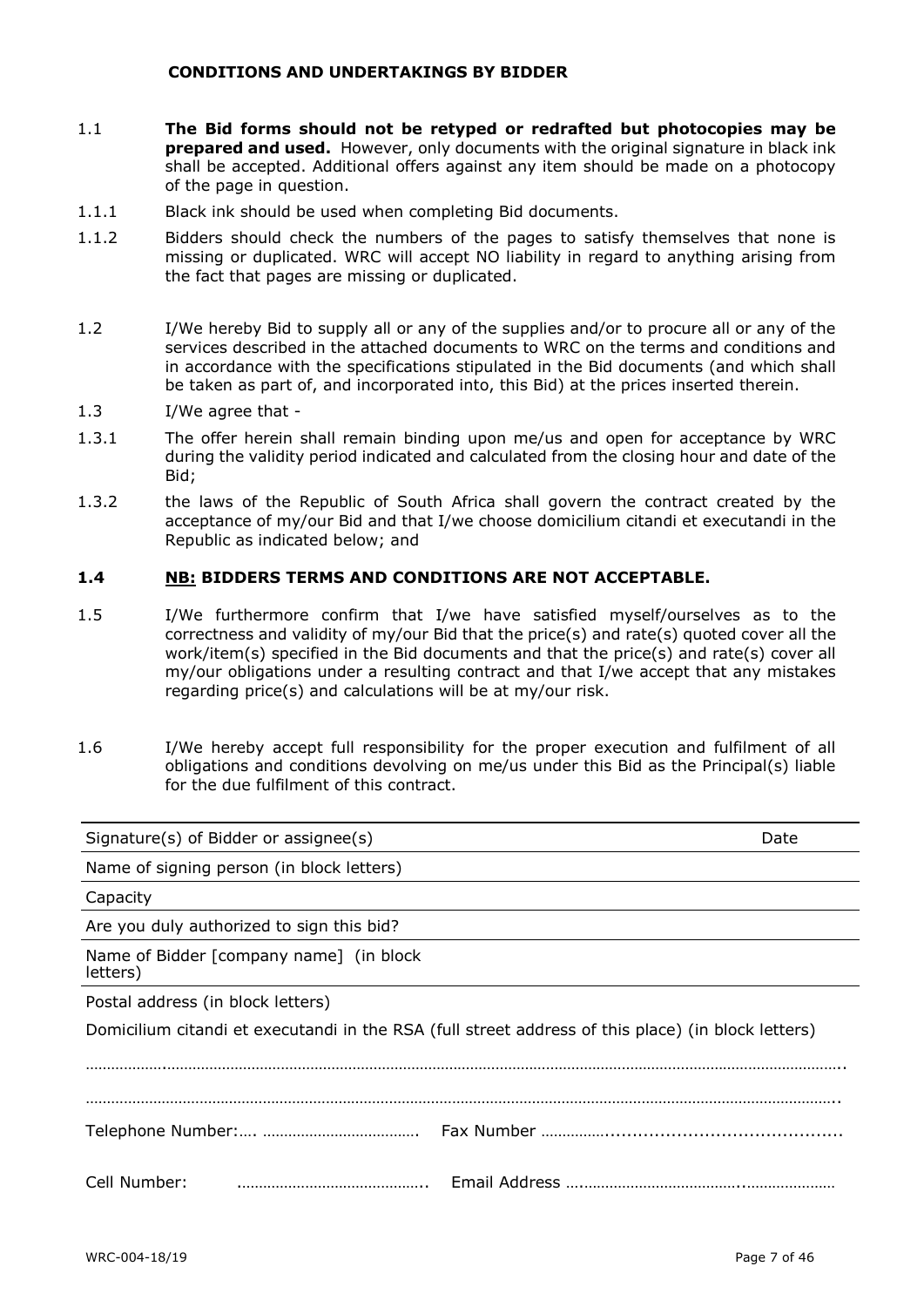**CONDITIONS AND UNDERTAKINGS BY BIDDER**

1.1 **The Bid forms should not be retyped or redrafted but photocopies may be prepared and used.** However, only documents with the original signature in black ink shall be accepted. Additional offers against any item should be made on a photocopy of the page in question.

1.1.1 Black ink should be used when completing Bid documents.

1.1.2 Bidders should check the numbers of the pages to satisfy themselves that none is missing or duplicated. WRC will accept NO liability in regard to anything arising from the fact that pages are missing or duplicated.

1.2 I/We hereby Bid to supply all or any of the supplies and/or to procure all or any of the services described in the attached documents to WRC on the terms and conditions and in accordance with the specifications stipulated in the Bid documents (and which shall be taken as part of, and incorporated into, this Bid) at the prices inserted therein.

1.3 I/We agree that -

1.3.1 The offer herein shall remain binding upon me/us and open for acceptance by WRC during the validity period indicated and calculated from the closing hour and date of the Bid;

1.3.2 the laws of the Republic of South Africa shall govern the contract created by the acceptance of my/our Bid and that I/we choose domicilium citandi et executandi in the Republic as indicated below; and

**1.4 <u>NB:</u> BIDDERS TERMS AND CONDITIONS ARE NOT ACCEPTABLE.**

1.5 I/We furthermore confirm that I/we have satisfied myself/ourselves as to the correctness and validity of my/our Bid that the price(s) and rate(s) quoted cover all the work/item(s) specified in the Bid documents and that the price(s) and rate(s) cover all my/our obligations under a resulting contract and that I/we accept that any mistakes regarding price(s) and calculations will be at my/our risk.

1.6 I/We hereby accept full responsibility for the proper execution and fulfilment of all obligations and conditions devolving on me/us under this Bid as the Principal(s) liable for the due fulfilment of this contract.

| Signature(s) of Bidder or assignee(s) | Date |
|---|---|
| Name of signing person (in block letters) | |
| Capacity | |
| Are you duly authorized to sign this bid? | |
| Name of Bidder [company name] (in block letters) | |
| Postal address (in block letters) | |

Domicilium citandi et executandi in the RSA (full street address of this place) (in block letters)

……………………………………………………………………………………………………………………………………………………

……………………………………………………………………………………………………………………………………………………

Telephone Number:…. ………………………………. Fax Number ……………...........................................

Cell Number: …………………………………….. Email Address ….……………………………….....…………………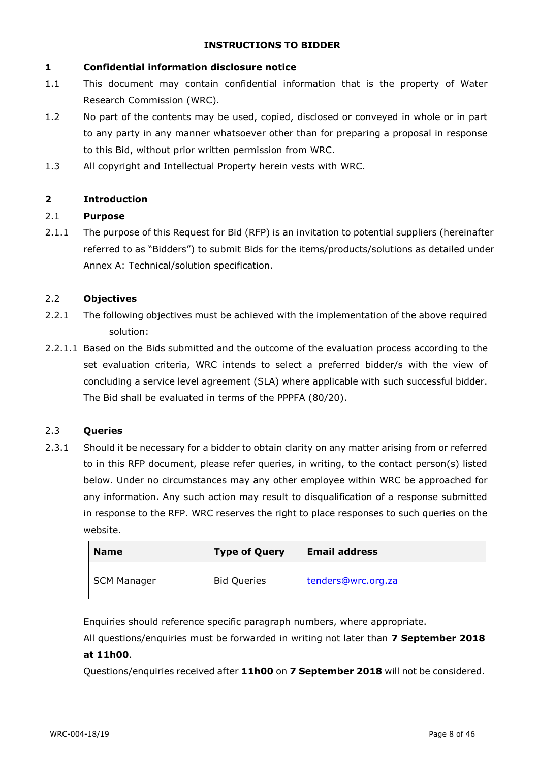# INSTRUCTIONS TO BIDDER

## 1 Confidential information disclosure notice

1.1 This document may contain confidential information that is the property of Water Research Commission (WRC).

1.2 No part of the contents may be used, copied, disclosed or conveyed in whole or in part to any party in any manner whatsoever other than for preparing a proposal in response to this Bid, without prior written permission from WRC.

1.3 All copyright and Intellectual Property herein vests with WRC.

## 2 Introduction

### 2.1 Purpose

2.1.1 The purpose of this Request for Bid (RFP) is an invitation to potential suppliers (hereinafter referred to as "Bidders") to submit Bids for the items/products/solutions as detailed under Annex A: Technical/solution specification.

### 2.2 Objectives

2.2.1 The following objectives must be achieved with the implementation of the above required solution:

2.2.1.1 Based on the Bids submitted and the outcome of the evaluation process according to the set evaluation criteria, WRC intends to select a preferred bidder/s with the view of concluding a service level agreement (SLA) where applicable with such successful bidder. The Bid shall be evaluated in terms of the PPPFA (80/20).

### 2.3 Queries

2.3.1 Should it be necessary for a bidder to obtain clarity on any matter arising from or referred to in this RFP document, please refer queries, in writing, to the contact person(s) listed below. Under no circumstances may any other employee within WRC be approached for any information. Any such action may result to disqualification of a response submitted in response to the RFP. WRC reserves the right to place responses to such queries on the website.

| Name | Type of Query | Email address |
|---|---|---|
| SCM Manager | Bid Queries | tenders@wrc.org.za |

Enquiries should reference specific paragraph numbers, where appropriate.

All questions/enquiries must be forwarded in writing not later than **7 September 2018 at 11h00**.

Questions/enquiries received after **11h00** on **7 September 2018** will not be considered.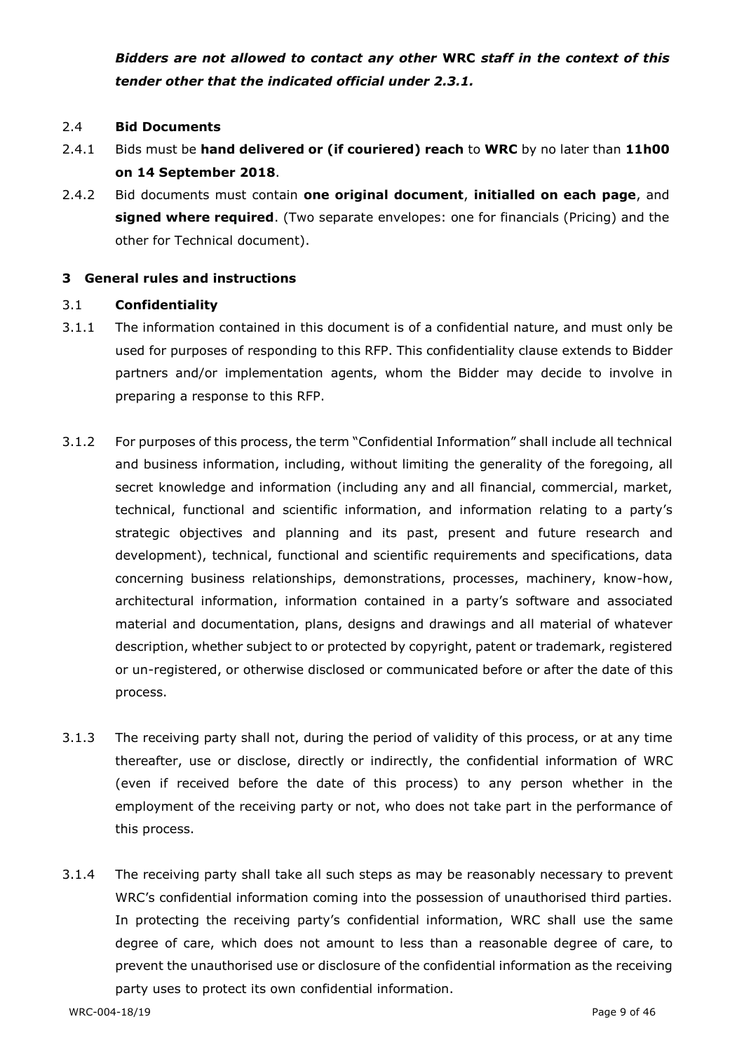***Bidders are not allowed to contact any other* WRC *staff in the context of this tender other that the indicated official under 2.3.1.***

2.4 **Bid Documents**

2.4.1 Bids must be **hand delivered or (if couriered) reach** to **WRC** by no later than **11h00 on 14 September 2018**.

2.4.2 Bid documents must contain **one original document**, **initialled on each page**, and **signed where required**. (Two separate envelopes: one for financials (Pricing) and the other for Technical document).

## 3 General rules and instructions

3.1 **Confidentiality**

3.1.1 The information contained in this document is of a confidential nature, and must only be used for purposes of responding to this RFP. This confidentiality clause extends to Bidder partners and/or implementation agents, whom the Bidder may decide to involve in preparing a response to this RFP.

3.1.2 For purposes of this process, the term "Confidential Information" shall include all technical and business information, including, without limiting the generality of the foregoing, all secret knowledge and information (including any and all financial, commercial, market, technical, functional and scientific information, and information relating to a party's strategic objectives and planning and its past, present and future research and development), technical, functional and scientific requirements and specifications, data concerning business relationships, demonstrations, processes, machinery, know-how, architectural information, information contained in a party's software and associated material and documentation, plans, designs and drawings and all material of whatever description, whether subject to or protected by copyright, patent or trademark, registered or un-registered, or otherwise disclosed or communicated before or after the date of this process.

3.1.3 The receiving party shall not, during the period of validity of this process, or at any time thereafter, use or disclose, directly or indirectly, the confidential information of WRC (even if received before the date of this process) to any person whether in the employment of the receiving party or not, who does not take part in the performance of this process.

3.1.4 The receiving party shall take all such steps as may be reasonably necessary to prevent WRC's confidential information coming into the possession of unauthorised third parties. In protecting the receiving party's confidential information, WRC shall use the same degree of care, which does not amount to less than a reasonable degree of care, to prevent the unauthorised use or disclosure of the confidential information as the receiving party uses to protect its own confidential information.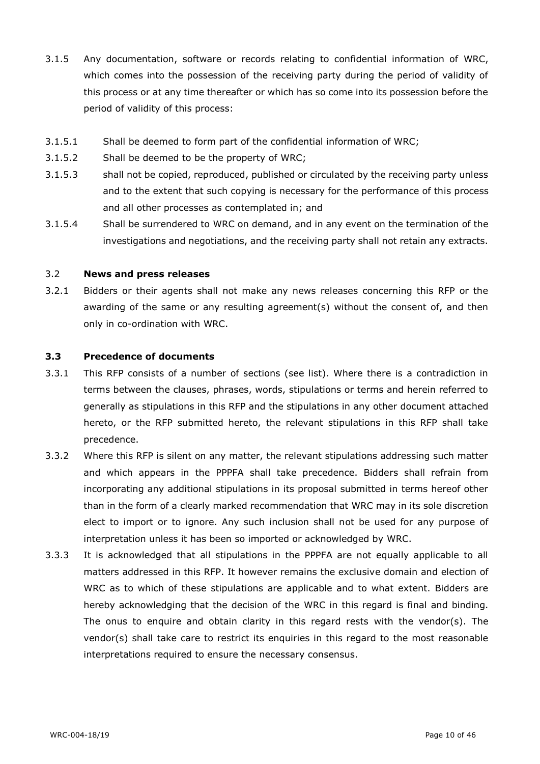3.1.5 Any documentation, software or records relating to confidential information of WRC, which comes into the possession of the receiving party during the period of validity of this process or at any time thereafter or which has so come into its possession before the period of validity of this process:

3.1.5.1 Shall be deemed to form part of the confidential information of WRC;

3.1.5.2 Shall be deemed to be the property of WRC;

3.1.5.3 shall not be copied, reproduced, published or circulated by the receiving party unless and to the extent that such copying is necessary for the performance of this process and all other processes as contemplated in; and

3.1.5.4 Shall be surrendered to WRC on demand, and in any event on the termination of the investigations and negotiations, and the receiving party shall not retain any extracts.

### 3.2 **News and press releases**

3.2.1 Bidders or their agents shall not make any news releases concerning this RFP or the awarding of the same or any resulting agreement(s) without the consent of, and then only in co-ordination with WRC.

### 3.3 **Precedence of documents**

3.3.1 This RFP consists of a number of sections (see list). Where there is a contradiction in terms between the clauses, phrases, words, stipulations or terms and herein referred to generally as stipulations in this RFP and the stipulations in any other document attached hereto, or the RFP submitted hereto, the relevant stipulations in this RFP shall take precedence.

3.3.2 Where this RFP is silent on any matter, the relevant stipulations addressing such matter and which appears in the PPPFA shall take precedence. Bidders shall refrain from incorporating any additional stipulations in its proposal submitted in terms hereof other than in the form of a clearly marked recommendation that WRC may in its sole discretion elect to import or to ignore. Any such inclusion shall not be used for any purpose of interpretation unless it has been so imported or acknowledged by WRC.

3.3.3 It is acknowledged that all stipulations in the PPPFA are not equally applicable to all matters addressed in this RFP. It however remains the exclusive domain and election of WRC as to which of these stipulations are applicable and to what extent. Bidders are hereby acknowledging that the decision of the WRC in this regard is final and binding. The onus to enquire and obtain clarity in this regard rests with the vendor(s). The vendor(s) shall take care to restrict its enquiries in this regard to the most reasonable interpretations required to ensure the necessary consensus.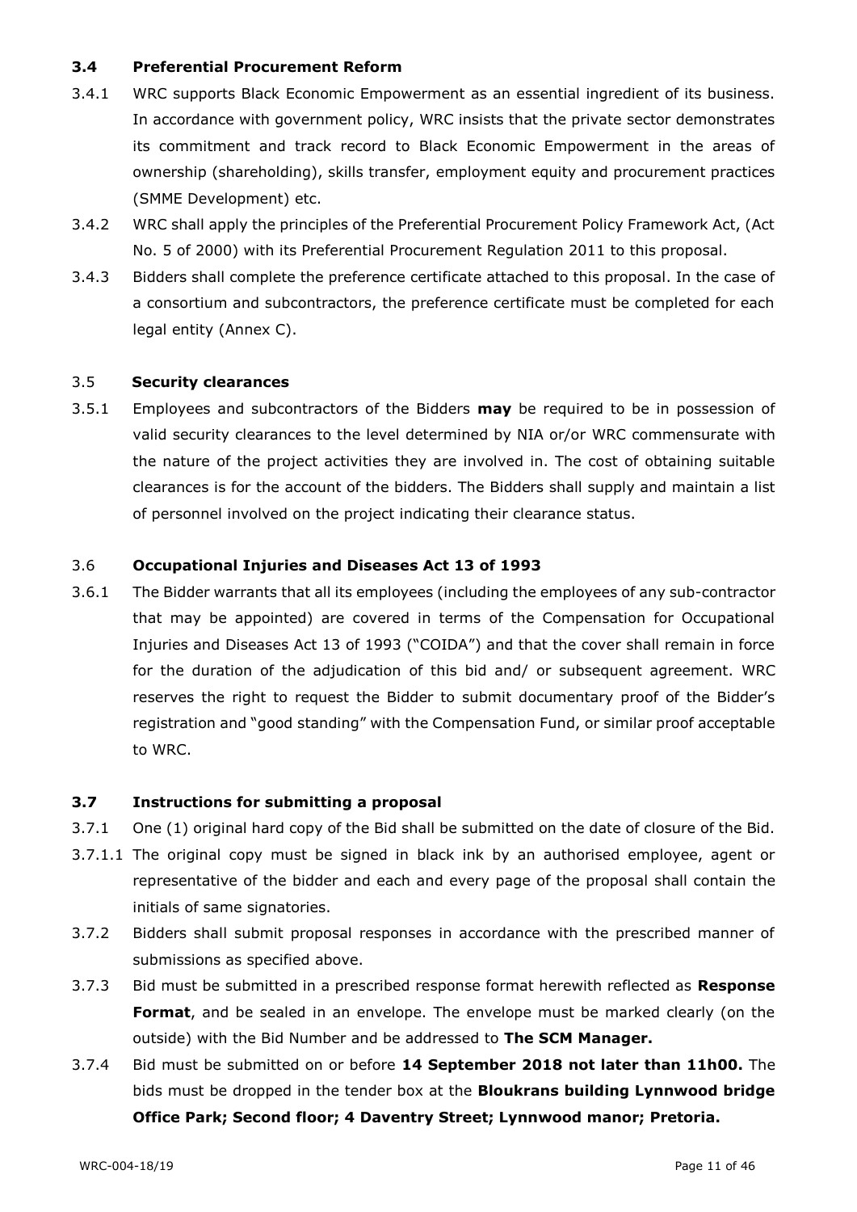### 3.4 Preferential Procurement Reform

3.4.1 WRC supports Black Economic Empowerment as an essential ingredient of its business. In accordance with government policy, WRC insists that the private sector demonstrates its commitment and track record to Black Economic Empowerment in the areas of ownership (shareholding), skills transfer, employment equity and procurement practices (SMME Development) etc.

3.4.2 WRC shall apply the principles of the Preferential Procurement Policy Framework Act, (Act No. 5 of 2000) with its Preferential Procurement Regulation 2011 to this proposal.

3.4.3 Bidders shall complete the preference certificate attached to this proposal. In the case of a consortium and subcontractors, the preference certificate must be completed for each legal entity (Annex C).

### 3.5 Security clearances

3.5.1 Employees and subcontractors of the Bidders **may** be required to be in possession of valid security clearances to the level determined by NIA or/or WRC commensurate with the nature of the project activities they are involved in. The cost of obtaining suitable clearances is for the account of the bidders. The Bidders shall supply and maintain a list of personnel involved on the project indicating their clearance status.

### 3.6 Occupational Injuries and Diseases Act 13 of 1993

3.6.1 The Bidder warrants that all its employees (including the employees of any sub-contractor that may be appointed) are covered in terms of the Compensation for Occupational Injuries and Diseases Act 13 of 1993 ("COIDA") and that the cover shall remain in force for the duration of the adjudication of this bid and/ or subsequent agreement. WRC reserves the right to request the Bidder to submit documentary proof of the Bidder's registration and "good standing" with the Compensation Fund, or similar proof acceptable to WRC.

### 3.7 Instructions for submitting a proposal

3.7.1 One (1) original hard copy of the Bid shall be submitted on the date of closure of the Bid.

3.7.1.1 The original copy must be signed in black ink by an authorised employee, agent or representative of the bidder and each and every page of the proposal shall contain the initials of same signatories.

3.7.2 Bidders shall submit proposal responses in accordance with the prescribed manner of submissions as specified above.

3.7.3 Bid must be submitted in a prescribed response format herewith reflected as **Response Format**, and be sealed in an envelope. The envelope must be marked clearly (on the outside) with the Bid Number and be addressed to **The SCM Manager.**

3.7.4 Bid must be submitted on or before **14 September 2018 not later than 11h00.** The bids must be dropped in the tender box at the **Bloukrans building Lynnwood bridge Office Park; Second floor; 4 Daventry Street; Lynnwood manor; Pretoria.**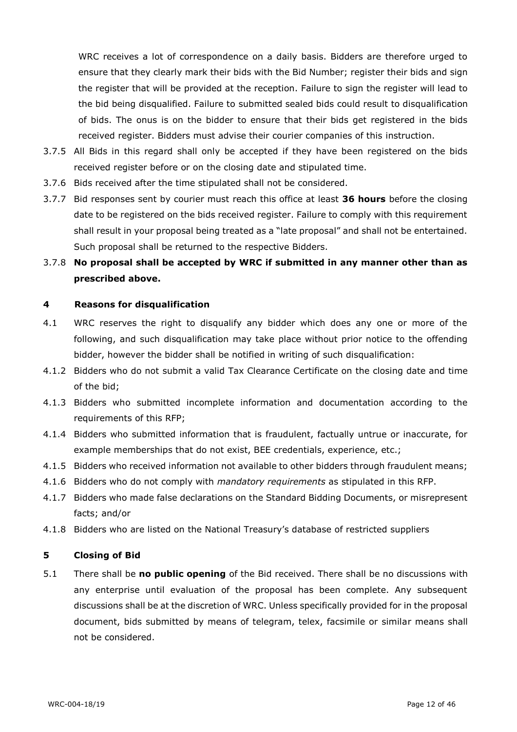WRC receives a lot of correspondence on a daily basis. Bidders are therefore urged to ensure that they clearly mark their bids with the Bid Number; register their bids and sign the register that will be provided at the reception. Failure to sign the register will lead to the bid being disqualified. Failure to submitted sealed bids could result to disqualification of bids. The onus is on the bidder to ensure that their bids get registered in the bids received register. Bidders must advise their courier companies of this instruction.

3.7.5 All Bids in this regard shall only be accepted if they have been registered on the bids received register before or on the closing date and stipulated time.

3.7.6 Bids received after the time stipulated shall not be considered.

3.7.7 Bid responses sent by courier must reach this office at least **36 hours** before the closing date to be registered on the bids received register. Failure to comply with this requirement shall result in your proposal being treated as a "late proposal" and shall not be entertained. Such proposal shall be returned to the respective Bidders.

3.7.8 **No proposal shall be accepted by WRC if submitted in any manner other than as prescribed above.**

## 4 Reasons for disqualification

4.1 WRC reserves the right to disqualify any bidder which does any one or more of the following, and such disqualification may take place without prior notice to the offending bidder, however the bidder shall be notified in writing of such disqualification:

4.1.2 Bidders who do not submit a valid Tax Clearance Certificate on the closing date and time of the bid;

4.1.3 Bidders who submitted incomplete information and documentation according to the requirements of this RFP;

4.1.4 Bidders who submitted information that is fraudulent, factually untrue or inaccurate, for example memberships that do not exist, BEE credentials, experience, etc.;

4.1.5 Bidders who received information not available to other bidders through fraudulent means;

4.1.6 Bidders who do not comply with *mandatory requirements* as stipulated in this RFP.

4.1.7 Bidders who made false declarations on the Standard Bidding Documents, or misrepresent facts; and/or

4.1.8 Bidders who are listed on the National Treasury's database of restricted suppliers

## 5 Closing of Bid

5.1 There shall be **no public opening** of the Bid received. There shall be no discussions with any enterprise until evaluation of the proposal has been complete. Any subsequent discussions shall be at the discretion of WRC. Unless specifically provided for in the proposal document, bids submitted by means of telegram, telex, facsimile or similar means shall not be considered.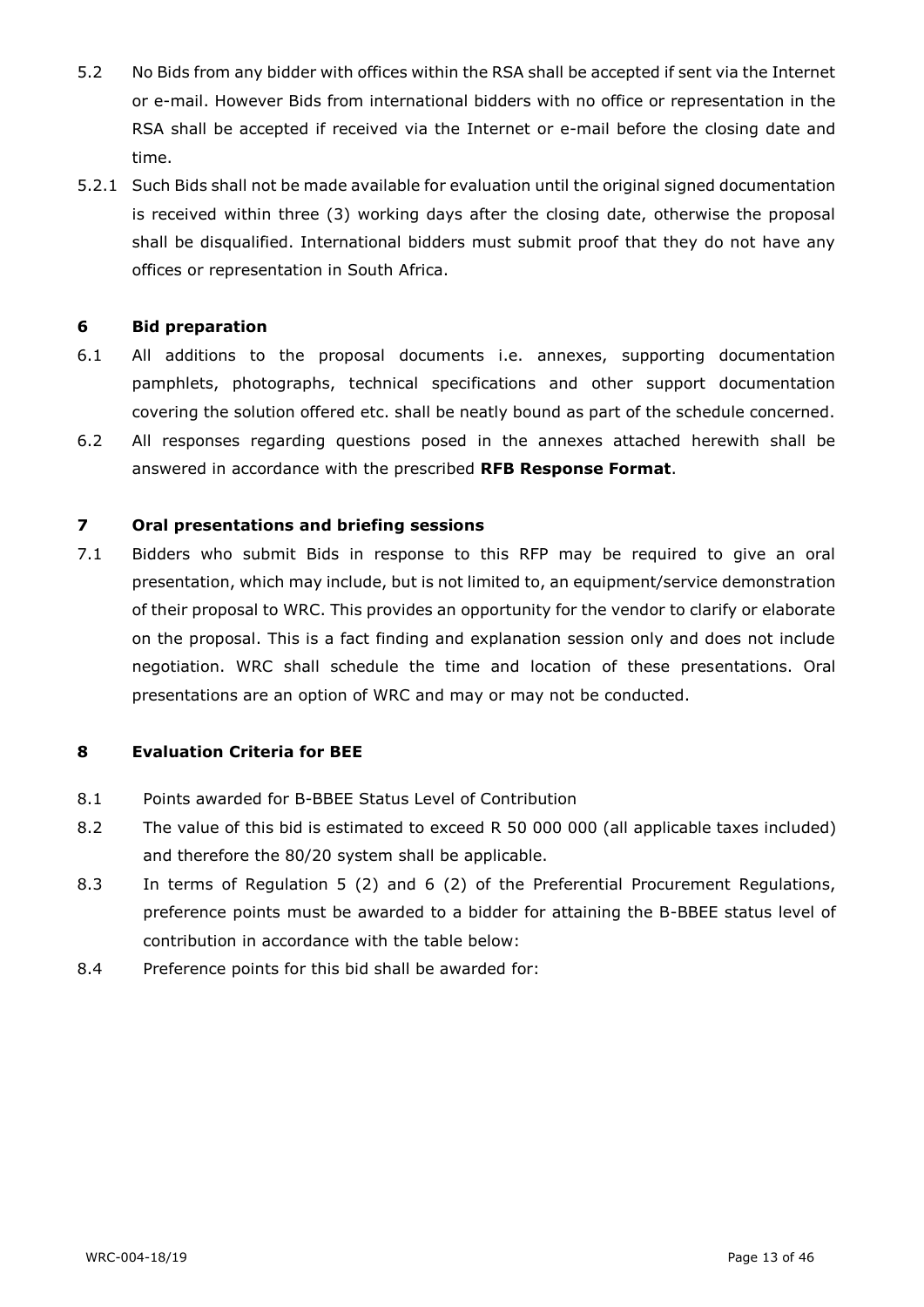5.2 No Bids from any bidder with offices within the RSA shall be accepted if sent via the Internet or e-mail. However Bids from international bidders with no office or representation in the RSA shall be accepted if received via the Internet or e-mail before the closing date and time.

5.2.1 Such Bids shall not be made available for evaluation until the original signed documentation is received within three (3) working days after the closing date, otherwise the proposal shall be disqualified. International bidders must submit proof that they do not have any offices or representation in South Africa.

## 6 Bid preparation

6.1 All additions to the proposal documents i.e. annexes, supporting documentation pamphlets, photographs, technical specifications and other support documentation covering the solution offered etc. shall be neatly bound as part of the schedule concerned.

6.2 All responses regarding questions posed in the annexes attached herewith shall be answered in accordance with the prescribed **RFB Response Format**.

## 7 Oral presentations and briefing sessions

7.1 Bidders who submit Bids in response to this RFP may be required to give an oral presentation, which may include, but is not limited to, an equipment/service demonstration of their proposal to WRC. This provides an opportunity for the vendor to clarify or elaborate on the proposal. This is a fact finding and explanation session only and does not include negotiation. WRC shall schedule the time and location of these presentations. Oral presentations are an option of WRC and may or may not be conducted.

## 8 Evaluation Criteria for BEE

8.1 Points awarded for B-BBEE Status Level of Contribution

8.2 The value of this bid is estimated to exceed R 50 000 000 (all applicable taxes included) and therefore the 80/20 system shall be applicable.

8.3 In terms of Regulation 5 (2) and 6 (2) of the Preferential Procurement Regulations, preference points must be awarded to a bidder for attaining the B-BBEE status level of contribution in accordance with the table below:

8.4 Preference points for this bid shall be awarded for: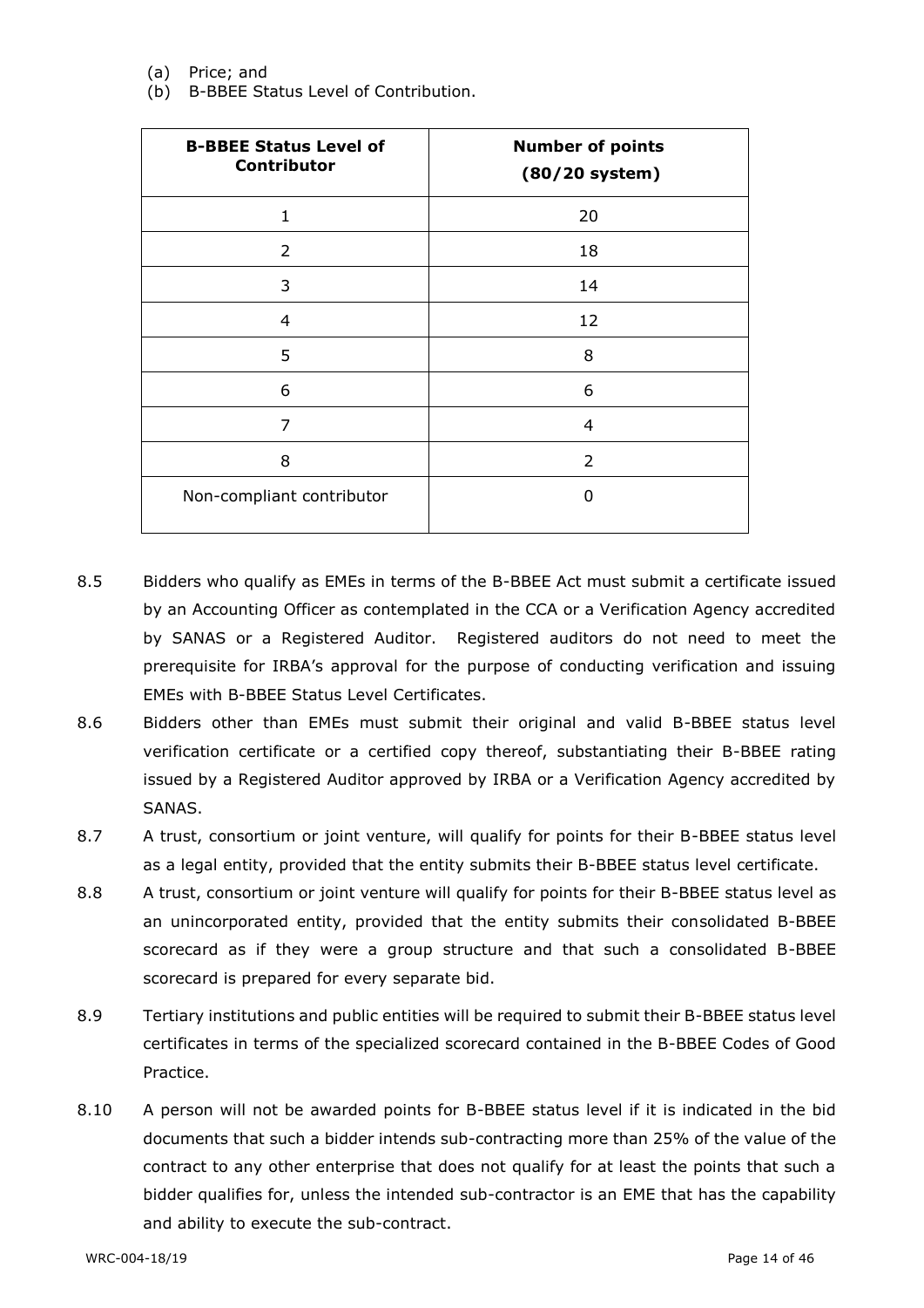(a) Price; and
(b) B-BBEE Status Level of Contribution.

| **B-BBEE Status Level of Contributor** | **Number of points (80/20 system)** |
|---|---|
| 1 | 20 |
| 2 | 18 |
| 3 | 14 |
| 4 | 12 |
| 5 | 8 |
| 6 | 6 |
| 7 | 4 |
| 8 | 2 |
| Non-compliant contributor | 0 |

8.5 Bidders who qualify as EMEs in terms of the B-BBEE Act must submit a certificate issued by an Accounting Officer as contemplated in the CCA or a Verification Agency accredited by SANAS or a Registered Auditor. Registered auditors do not need to meet the prerequisite for IRBA's approval for the purpose of conducting verification and issuing EMEs with B-BBEE Status Level Certificates.

8.6 Bidders other than EMEs must submit their original and valid B-BBEE status level verification certificate or a certified copy thereof, substantiating their B-BBEE rating issued by a Registered Auditor approved by IRBA or a Verification Agency accredited by SANAS.

8.7 A trust, consortium or joint venture, will qualify for points for their B-BBEE status level as a legal entity, provided that the entity submits their B-BBEE status level certificate.

8.8 A trust, consortium or joint venture will qualify for points for their B-BBEE status level as an unincorporated entity, provided that the entity submits their consolidated B-BBEE scorecard as if they were a group structure and that such a consolidated B-BBEE scorecard is prepared for every separate bid.

8.9 Tertiary institutions and public entities will be required to submit their B-BBEE status level certificates in terms of the specialized scorecard contained in the B-BBEE Codes of Good Practice.

8.10 A person will not be awarded points for B-BBEE status level if it is indicated in the bid documents that such a bidder intends sub-contracting more than 25% of the value of the contract to any other enterprise that does not qualify for at least the points that such a bidder qualifies for, unless the intended sub-contractor is an EME that has the capability and ability to execute the sub-contract.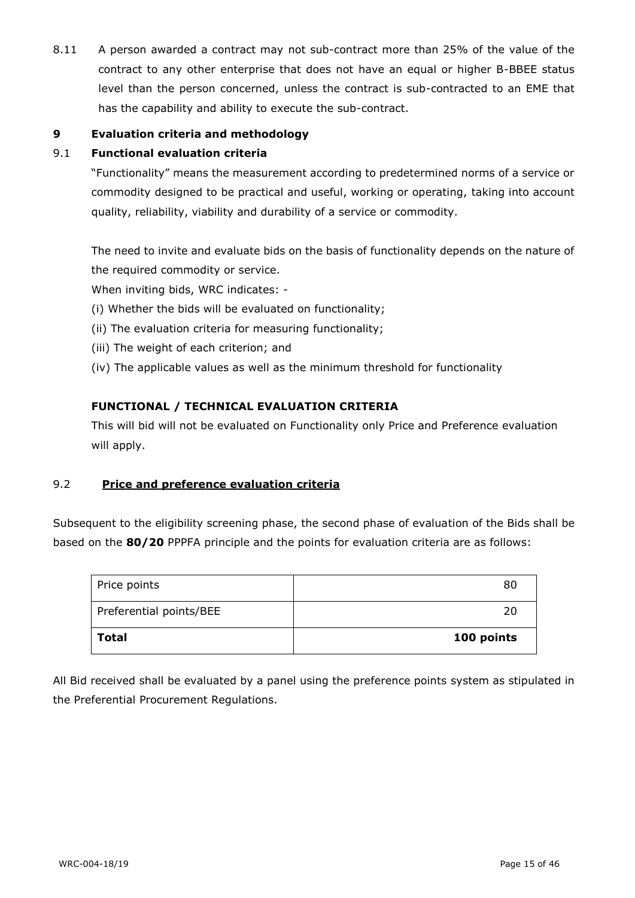8.11 A person awarded a contract may not sub-contract more than 25% of the value of the contract to any other enterprise that does not have an equal or higher B-BBEE status level than the person concerned, unless the contract is sub-contracted to an EME that has the capability and ability to execute the sub-contract.

## 9 Evaluation criteria and methodology

### 9.1 Functional evaluation criteria

"Functionality" means the measurement according to predetermined norms of a service or commodity designed to be practical and useful, working or operating, taking into account quality, reliability, viability and durability of a service or commodity.

The need to invite and evaluate bids on the basis of functionality depends on the nature of the required commodity or service.

When inviting bids, WRC indicates: -

(i) Whether the bids will be evaluated on functionality;

(ii) The evaluation criteria for measuring functionality;

(iii) The weight of each criterion; and

(iv) The applicable values as well as the minimum threshold for functionality

**FUNCTIONAL / TECHNICAL EVALUATION CRITERIA**

This will bid will not be evaluated on Functionality only Price and Preference evaluation will apply.

### 9.2 <u>**Price and preference evaluation criteria**</u>

Subsequent to the eligibility screening phase, the second phase of evaluation of the Bids shall be based on the **80/20** PPPFA principle and the points for evaluation criteria are as follows:

| Price points | 80 |
|---|---|
| Preferential points/BEE | 20 |
| **Total** | **100 points** |

All Bid received shall be evaluated by a panel using the preference points system as stipulated in the Preferential Procurement Regulations.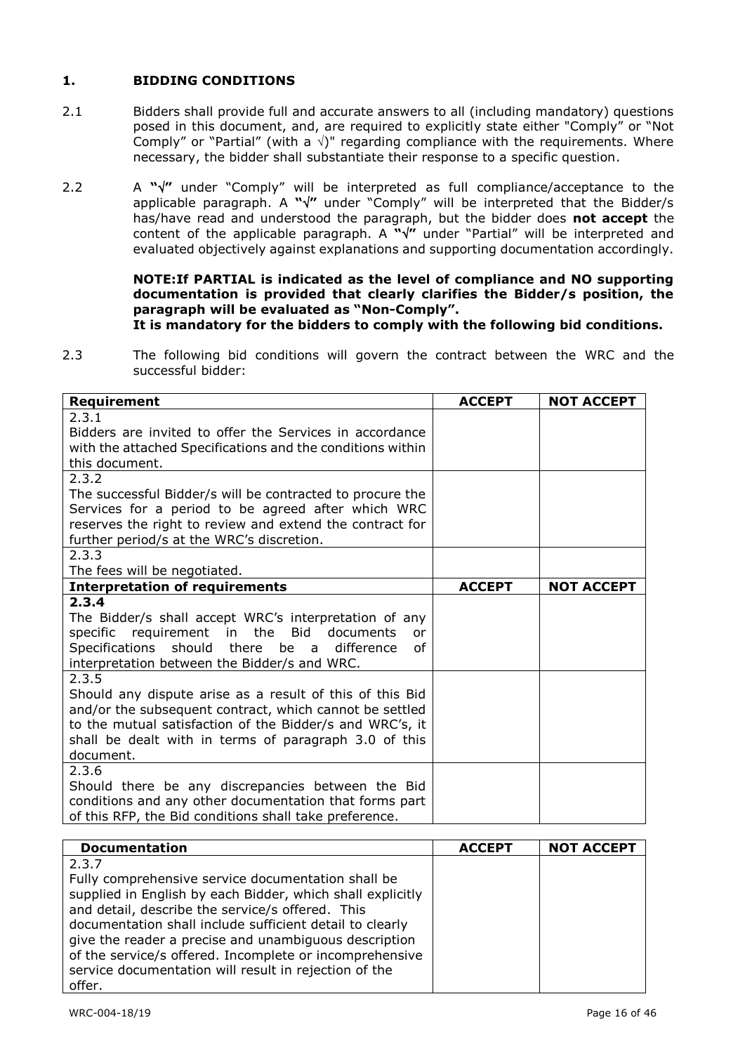## 1. BIDDING CONDITIONS

2.1 Bidders shall provide full and accurate answers to all (including mandatory) questions posed in this document, and, are required to explicitly state either "Comply" or "Not Comply" or "Partial" (with a √)" regarding compliance with the requirements. Where necessary, the bidder shall substantiate their response to a specific question.

2.2 A **"√"** under "Comply" will be interpreted as full compliance/acceptance to the applicable paragraph. A **"√"** under "Comply" will be interpreted that the Bidder/s has/have read and understood the paragraph, but the bidder does **not accept** the content of the applicable paragraph. A **"√"** under "Partial" will be interpreted and evaluated objectively against explanations and supporting documentation accordingly.

**NOTE:If PARTIAL is indicated as the level of compliance and NO supporting documentation is provided that clearly clarifies the Bidder/s position, the paragraph will be evaluated as "Non-Comply".**
**It is mandatory for the bidders to comply with the following bid conditions.**

2.3 The following bid conditions will govern the contract between the WRC and the successful bidder:

| **Requirement** | **ACCEPT** | **NOT ACCEPT** |
|---|---|---|
| 2.3.1<br>Bidders are invited to offer the Services in accordance with the attached Specifications and the conditions within this document. | | |
| 2.3.2<br>The successful Bidder/s will be contracted to procure the Services for a period to be agreed after which WRC reserves the right to review and extend the contract for further period/s at the WRC's discretion. | | |
| 2.3.3<br>The fees will be negotiated. | | |
| **Interpretation of requirements** | **ACCEPT** | **NOT ACCEPT** |
| **2.3.4**<br>The Bidder/s shall accept WRC's interpretation of any specific requirement in the Bid documents or Specifications should there be a difference of interpretation between the Bidder/s and WRC. | | |
| 2.3.5<br>Should any dispute arise as a result of this of this Bid and/or the subsequent contract, which cannot be settled to the mutual satisfaction of the Bidder/s and WRC's, it shall be dealt with in terms of paragraph 3.0 of this document. | | |
| 2.3.6<br>Should there be any discrepancies between the Bid conditions and any other documentation that forms part of this RFP, the Bid conditions shall take preference. | | |

| **Documentation** | **ACCEPT** | **NOT ACCEPT** |
|---|---|---|
| 2.3.7<br>Fully comprehensive service documentation shall be supplied in English by each Bidder, which shall explicitly and detail, describe the service/s offered. This documentation shall include sufficient detail to clearly give the reader a precise and unambiguous description of the service/s offered. Incomplete or incomprehensive service documentation will result in rejection of the offer. | | |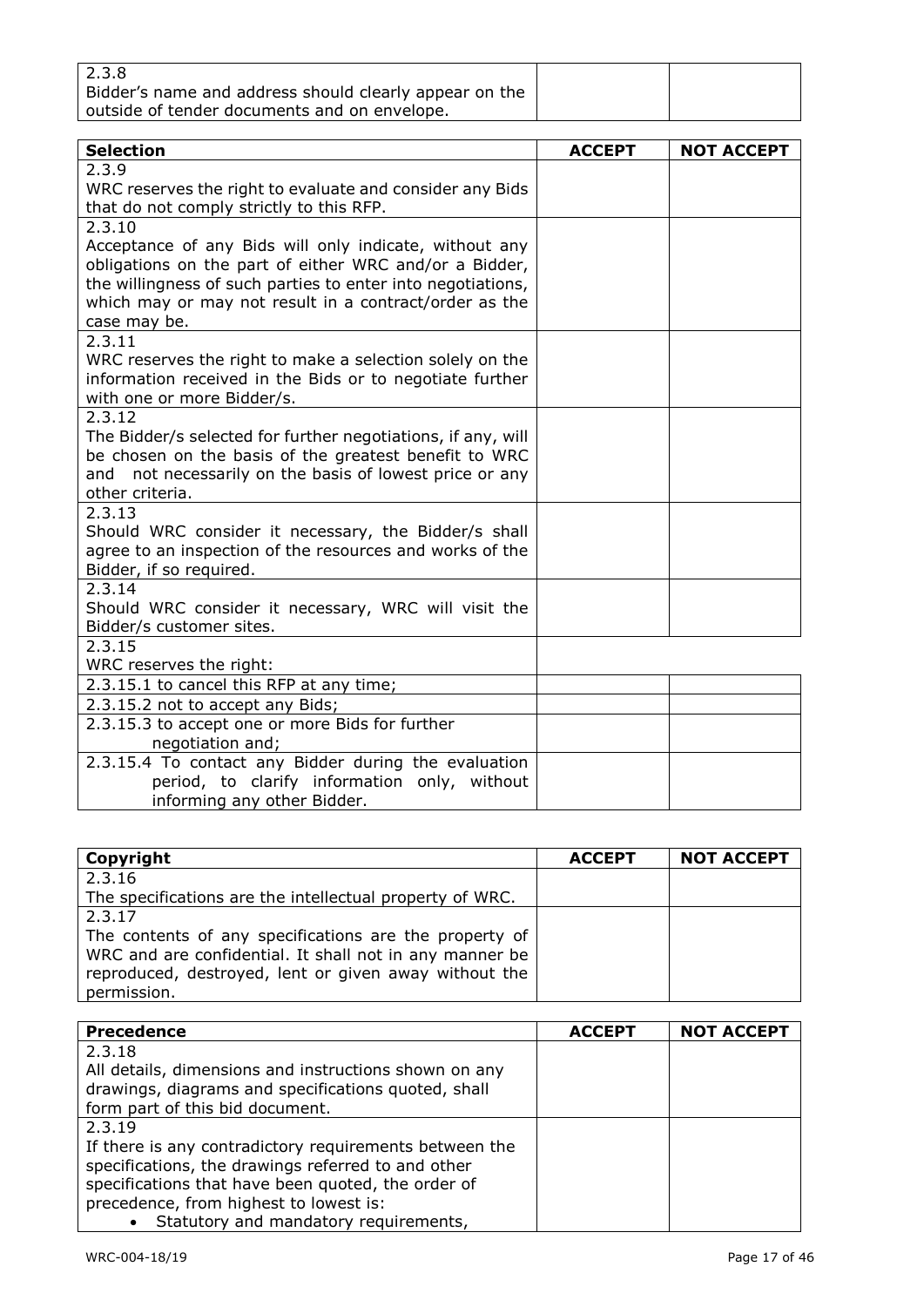| 2.3.8<br>Bidder's name and address should clearly appear on the outside of tender documents and on envelope. | | |
|---|---|---|

| Selection | ACCEPT | NOT ACCEPT |
|---|---|---|
| 2.3.9<br>WRC reserves the right to evaluate and consider any Bids that do not comply strictly to this RFP. | | |
| 2.3.10<br>Acceptance of any Bids will only indicate, without any obligations on the part of either WRC and/or a Bidder, the willingness of such parties to enter into negotiations, which may or may not result in a contract/order as the case may be. | | |
| 2.3.11<br>WRC reserves the right to make a selection solely on the information received in the Bids or to negotiate further with one or more Bidder/s. | | |
| 2.3.12<br>The Bidder/s selected for further negotiations, if any, will be chosen on the basis of the greatest benefit to WRC and not necessarily on the basis of lowest price or any other criteria. | | |
| 2.3.13<br>Should WRC consider it necessary, the Bidder/s shall agree to an inspection of the resources and works of the Bidder, if so required. | | |
| 2.3.14<br>Should WRC consider it necessary, WRC will visit the Bidder/s customer sites. | | |
| 2.3.15<br>WRC reserves the right: | | |
| 2.3.15.1 to cancel this RFP at any time; | | |
| 2.3.15.2 not to accept any Bids; | | |
| 2.3.15.3 to accept one or more Bids for further negotiation and; | | |
| 2.3.15.4 To contact any Bidder during the evaluation period, to clarify information only, without informing any other Bidder. | | |

| Copyright | ACCEPT | NOT ACCEPT |
|---|---|---|
| 2.3.16<br>The specifications are the intellectual property of WRC. | | |
| 2.3.17<br>The contents of any specifications are the property of WRC and are confidential. It shall not in any manner be reproduced, destroyed, lent or given away without the permission. | | |

| Precedence | ACCEPT | NOT ACCEPT |
|---|---|---|
| 2.3.18<br>All details, dimensions and instructions shown on any drawings, diagrams and specifications quoted, shall form part of this bid document. | | |
| 2.3.19<br>If there is any contradictory requirements between the specifications, the drawings referred to and other specifications that have been quoted, the order of precedence, from highest to lowest is:<br>• Statutory and mandatory requirements, | | |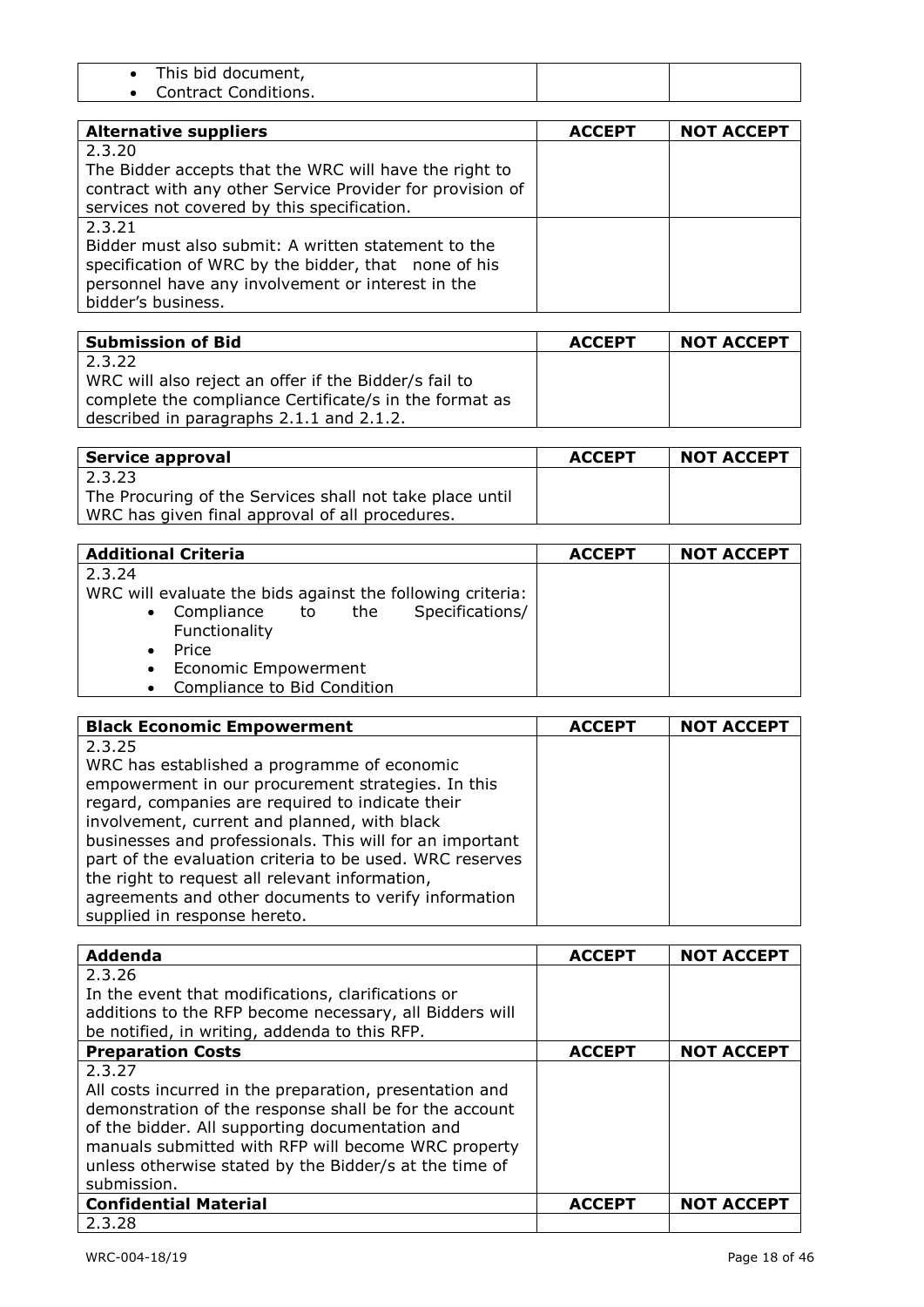| | | |
|---|---|---|
| • This bid document,<br>• Contract Conditions. | | |

| Alternative suppliers | ACCEPT | NOT ACCEPT |
|---|---|---|
| 2.3.20<br>The Bidder accepts that the WRC will have the right to contract with any other Service Provider for provision of services not covered by this specification. | | |
| 2.3.21<br>Bidder must also submit: A written statement to the specification of WRC by the bidder, that none of his personnel have any involvement or interest in the bidder's business. | | |

| Submission of Bid | ACCEPT | NOT ACCEPT |
|---|---|---|
| 2.3.22<br>WRC will also reject an offer if the Bidder/s fail to complete the compliance Certificate/s in the format as described in paragraphs 2.1.1 and 2.1.2. | | |

| Service approval | ACCEPT | NOT ACCEPT |
|---|---|---|
| 2.3.23<br>The Procuring of the Services shall not take place until WRC has given final approval of all procedures. | | |

| Additional Criteria | ACCEPT | NOT ACCEPT |
|---|---|---|
| 2.3.24<br>WRC will evaluate the bids against the following criteria:<br>• Compliance to the Specifications/ Functionality<br>• Price<br>• Economic Empowerment<br>• Compliance to Bid Condition | | |

| Black Economic Empowerment | ACCEPT | NOT ACCEPT |
|---|---|---|
| 2.3.25<br>WRC has established a programme of economic empowerment in our procurement strategies. In this regard, companies are required to indicate their involvement, current and planned, with black businesses and professionals. This will for an important part of the evaluation criteria to be used. WRC reserves the right to request all relevant information, agreements and other documents to verify information supplied in response hereto. | | |

| Addenda | ACCEPT | NOT ACCEPT |
|---|---|---|
| 2.3.26<br>In the event that modifications, clarifications or additions to the RFP become necessary, all Bidders will be notified, in writing, addenda to this RFP. | | |
| **Preparation Costs** | **ACCEPT** | **NOT ACCEPT** |
| 2.3.27<br>All costs incurred in the preparation, presentation and demonstration of the response shall be for the account of the bidder. All supporting documentation and manuals submitted with RFP will become WRC property unless otherwise stated by the Bidder/s at the time of submission. | | |
| **Confidential Material** | **ACCEPT** | **NOT ACCEPT** |
| 2.3.28 | | |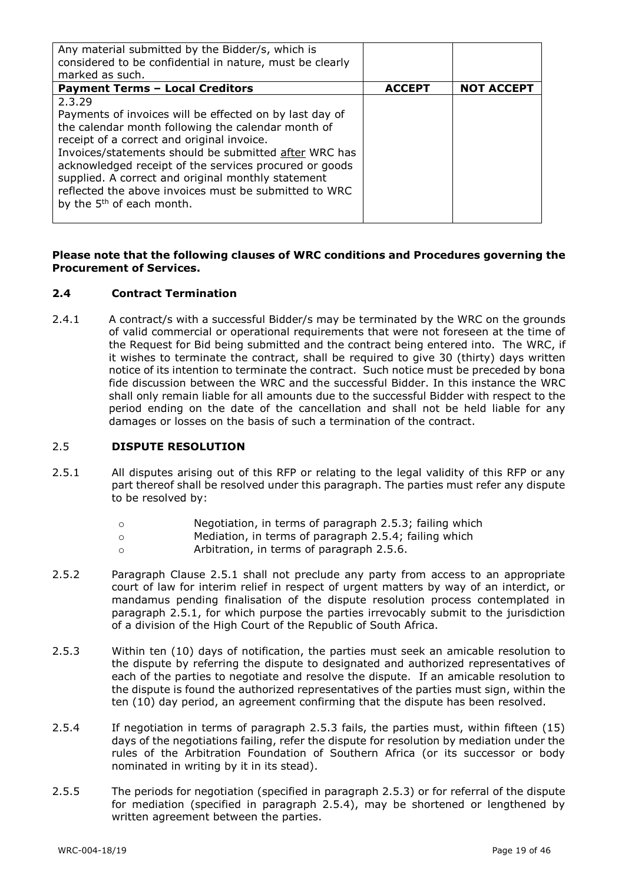| Any material submitted by the Bidder/s, which is considered to be confidential in nature, must be clearly marked as such. | | |
|---|---|---|
| **Payment Terms – Local Creditors** | **ACCEPT** | **NOT ACCEPT** |
| 2.3.29<br>Payments of invoices will be effected on by last day of the calendar month following the calendar month of receipt of a correct and original invoice.<br>Invoices/statements should be submitted after WRC has acknowledged receipt of the services procured or goods supplied. A correct and original monthly statement reflected the above invoices must be submitted to WRC by the 5th of each month. | | |

**Please note that the following clauses of WRC conditions and Procedures governing the Procurement of Services.**

## 2.4 Contract Termination

2.4.1 A contract/s with a successful Bidder/s may be terminated by the WRC on the grounds of valid commercial or operational requirements that were not foreseen at the time of the Request for Bid being submitted and the contract being entered into. The WRC, if it wishes to terminate the contract, shall be required to give 30 (thirty) days written notice of its intention to terminate the contract. Such notice must be preceded by bona fide discussion between the WRC and the successful Bidder. In this instance the WRC shall only remain liable for all amounts due to the successful Bidder with respect to the period ending on the date of the cancellation and shall not be held liable for any damages or losses on the basis of such a termination of the contract.

## 2.5 DISPUTE RESOLUTION

2.5.1 All disputes arising out of this RFP or relating to the legal validity of this RFP or any part thereof shall be resolved under this paragraph. The parties must refer any dispute to be resolved by:

- Negotiation, in terms of paragraph 2.5.3; failing which
- Mediation, in terms of paragraph 2.5.4; failing which
- Arbitration, in terms of paragraph 2.5.6.

2.5.2 Paragraph Clause 2.5.1 shall not preclude any party from access to an appropriate court of law for interim relief in respect of urgent matters by way of an interdict, or mandamus pending finalisation of the dispute resolution process contemplated in paragraph 2.5.1, for which purpose the parties irrevocably submit to the jurisdiction of a division of the High Court of the Republic of South Africa.

2.5.3 Within ten (10) days of notification, the parties must seek an amicable resolution to the dispute by referring the dispute to designated and authorized representatives of each of the parties to negotiate and resolve the dispute. If an amicable resolution to the dispute is found the authorized representatives of the parties must sign, within the ten (10) day period, an agreement confirming that the dispute has been resolved.

2.5.4 If negotiation in terms of paragraph 2.5.3 fails, the parties must, within fifteen (15) days of the negotiations failing, refer the dispute for resolution by mediation under the rules of the Arbitration Foundation of Southern Africa (or its successor or body nominated in writing by it in its stead).

2.5.5 The periods for negotiation (specified in paragraph 2.5.3) or for referral of the dispute for mediation (specified in paragraph 2.5.4), may be shortened or lengthened by written agreement between the parties.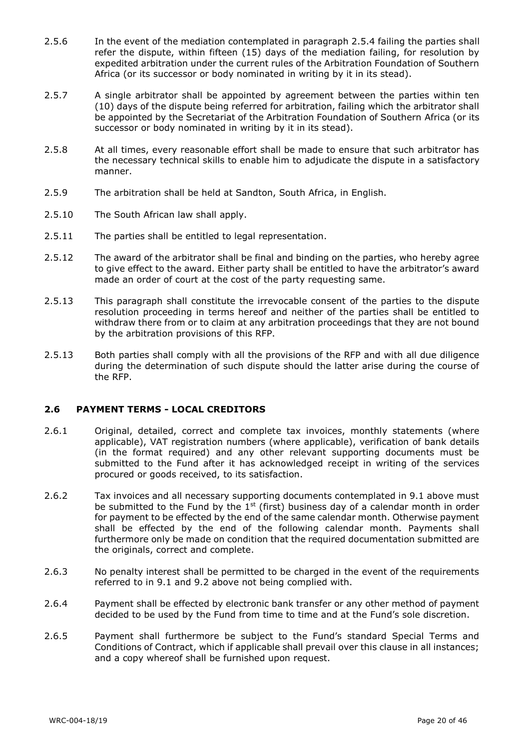2.5.6 In the event of the mediation contemplated in paragraph 2.5.4 failing the parties shall refer the dispute, within fifteen (15) days of the mediation failing, for resolution by expedited arbitration under the current rules of the Arbitration Foundation of Southern Africa (or its successor or body nominated in writing by it in its stead).

2.5.7 A single arbitrator shall be appointed by agreement between the parties within ten (10) days of the dispute being referred for arbitration, failing which the arbitrator shall be appointed by the Secretariat of the Arbitration Foundation of Southern Africa (or its successor or body nominated in writing by it in its stead).

2.5.8 At all times, every reasonable effort shall be made to ensure that such arbitrator has the necessary technical skills to enable him to adjudicate the dispute in a satisfactory manner.

2.5.9 The arbitration shall be held at Sandton, South Africa, in English.

2.5.10 The South African law shall apply.

2.5.11 The parties shall be entitled to legal representation.

2.5.12 The award of the arbitrator shall be final and binding on the parties, who hereby agree to give effect to the award. Either party shall be entitled to have the arbitrator's award made an order of court at the cost of the party requesting same.

2.5.13 This paragraph shall constitute the irrevocable consent of the parties to the dispute resolution proceeding in terms hereof and neither of the parties shall be entitled to withdraw there from or to claim at any arbitration proceedings that they are not bound by the arbitration provisions of this RFP.

2.5.13 Both parties shall comply with all the provisions of the RFP and with all due diligence during the determination of such dispute should the latter arise during the course of the RFP.

### 2.6 PAYMENT TERMS - LOCAL CREDITORS

2.6.1 Original, detailed, correct and complete tax invoices, monthly statements (where applicable), VAT registration numbers (where applicable), verification of bank details (in the format required) and any other relevant supporting documents must be submitted to the Fund after it has acknowledged receipt in writing of the services procured or goods received, to its satisfaction.

2.6.2 Tax invoices and all necessary supporting documents contemplated in 9.1 above must be submitted to the Fund by the 1st (first) business day of a calendar month in order for payment to be effected by the end of the same calendar month. Otherwise payment shall be effected by the end of the following calendar month. Payments shall furthermore only be made on condition that the required documentation submitted are the originals, correct and complete.

2.6.3 No penalty interest shall be permitted to be charged in the event of the requirements referred to in 9.1 and 9.2 above not being complied with.

2.6.4 Payment shall be effected by electronic bank transfer or any other method of payment decided to be used by the Fund from time to time and at the Fund's sole discretion.

2.6.5 Payment shall furthermore be subject to the Fund's standard Special Terms and Conditions of Contract, which if applicable shall prevail over this clause in all instances; and a copy whereof shall be furnished upon request.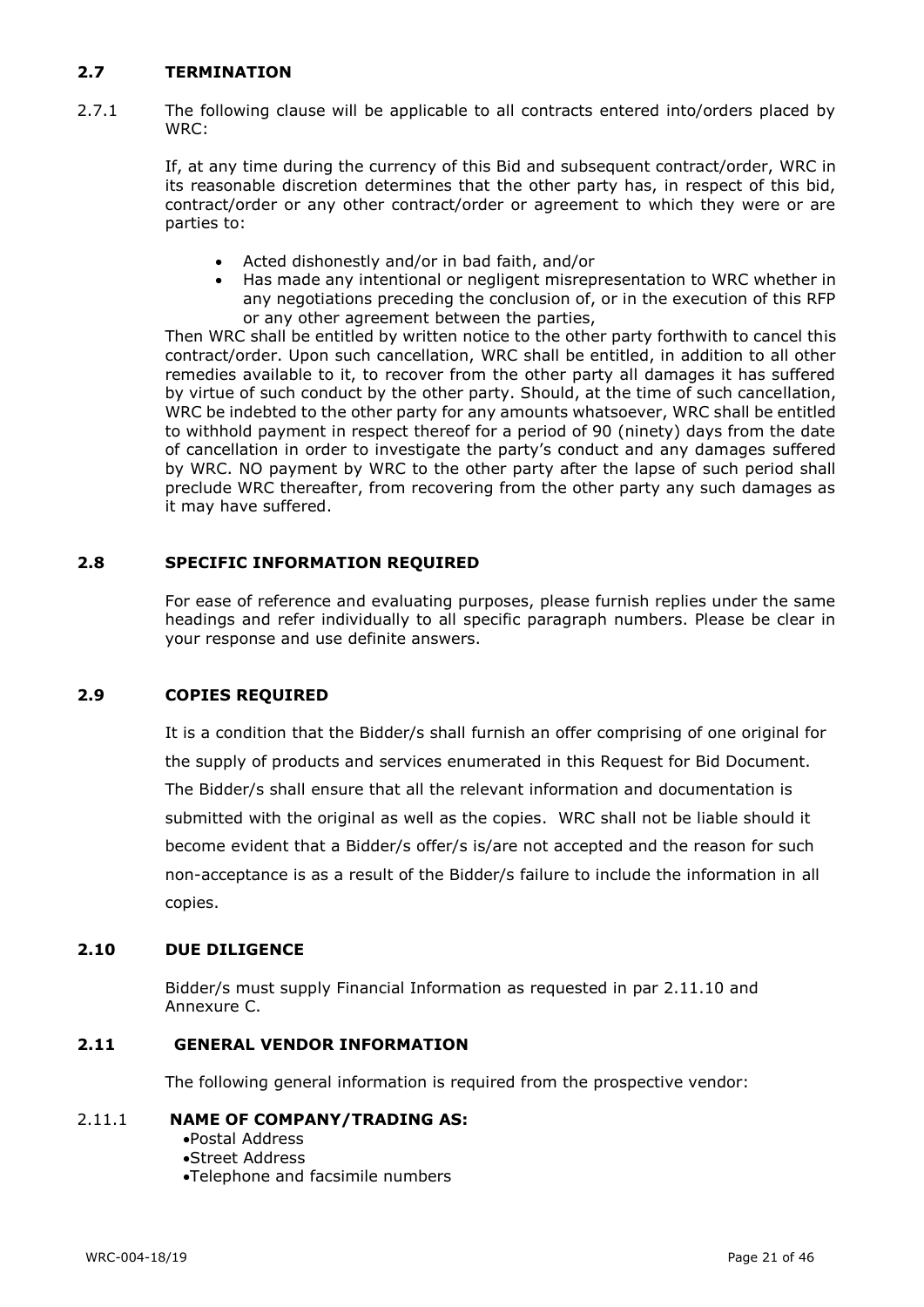## 2.7 TERMINATION

2.7.1 The following clause will be applicable to all contracts entered into/orders placed by WRC:

If, at any time during the currency of this Bid and subsequent contract/order, WRC in its reasonable discretion determines that the other party has, in respect of this bid, contract/order or any other contract/order or agreement to which they were or are parties to:

- Acted dishonestly and/or in bad faith, and/or
- Has made any intentional or negligent misrepresentation to WRC whether in any negotiations preceding the conclusion of, or in the execution of this RFP or any other agreement between the parties,

Then WRC shall be entitled by written notice to the other party forthwith to cancel this contract/order. Upon such cancellation, WRC shall be entitled, in addition to all other remedies available to it, to recover from the other party all damages it has suffered by virtue of such conduct by the other party. Should, at the time of such cancellation, WRC be indebted to the other party for any amounts whatsoever, WRC shall be entitled to withhold payment in respect thereof for a period of 90 (ninety) days from the date of cancellation in order to investigate the party's conduct and any damages suffered by WRC. NO payment by WRC to the other party after the lapse of such period shall preclude WRC thereafter, from recovering from the other party any such damages as it may have suffered.

## 2.8 SPECIFIC INFORMATION REQUIRED

For ease of reference and evaluating purposes, please furnish replies under the same headings and refer individually to all specific paragraph numbers. Please be clear in your response and use definite answers.

## 2.9 COPIES REQUIRED

It is a condition that the Bidder/s shall furnish an offer comprising of one original for the supply of products and services enumerated in this Request for Bid Document. The Bidder/s shall ensure that all the relevant information and documentation is submitted with the original as well as the copies. WRC shall not be liable should it become evident that a Bidder/s offer/s is/are not accepted and the reason for such non-acceptance is as a result of the Bidder/s failure to include the information in all copies.

## 2.10 DUE DILIGENCE

Bidder/s must supply Financial Information as requested in par 2.11.10 and Annexure C.

## 2.11 GENERAL VENDOR INFORMATION

The following general information is required from the prospective vendor:

2.11.1 **NAME OF COMPANY/TRADING AS:**

- Postal Address
- Street Address
- Telephone and facsimile numbers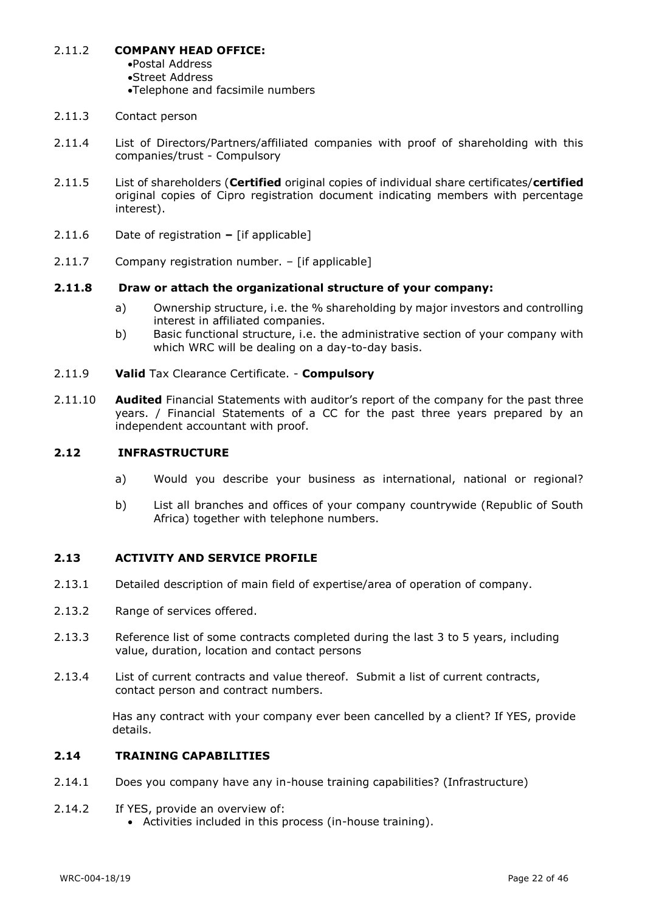2.11.2 **COMPANY HEAD OFFICE:**

- Postal Address
- Street Address
- Telephone and facsimile numbers

2.11.3 Contact person

2.11.4 List of Directors/Partners/affiliated companies with proof of shareholding with this companies/trust - Compulsory

2.11.5 List of shareholders (**Certified** original copies of individual share certificates/**certified** original copies of Cipro registration document indicating members with percentage interest).

2.11.6 Date of registration **–** [if applicable]

2.11.7 Company registration number. – [if applicable]

**2.11.8 Draw or attach the organizational structure of your company:**

a) Ownership structure, i.e. the % shareholding by major investors and controlling interest in affiliated companies.

b) Basic functional structure, i.e. the administrative section of your company with which WRC will be dealing on a day-to-day basis.

2.11.9 **Valid** Tax Clearance Certificate. - **Compulsory**

2.11.10 **Audited** Financial Statements with auditor's report of the company for the past three years. / Financial Statements of a CC for the past three years prepared by an independent accountant with proof.

## 2.12 INFRASTRUCTURE

a) Would you describe your business as international, national or regional?

b) List all branches and offices of your company countrywide (Republic of South Africa) together with telephone numbers.

## 2.13 ACTIVITY AND SERVICE PROFILE

2.13.1 Detailed description of main field of expertise/area of operation of company.

2.13.2 Range of services offered.

2.13.3 Reference list of some contracts completed during the last 3 to 5 years, including value, duration, location and contact persons

2.13.4 List of current contracts and value thereof. Submit a list of current contracts, contact person and contract numbers.

Has any contract with your company ever been cancelled by a client? If YES, provide details.

## 2.14 TRAINING CAPABILITIES

2.14.1 Does you company have any in-house training capabilities? (Infrastructure)

2.14.2 If YES, provide an overview of:

- Activities included in this process (in-house training).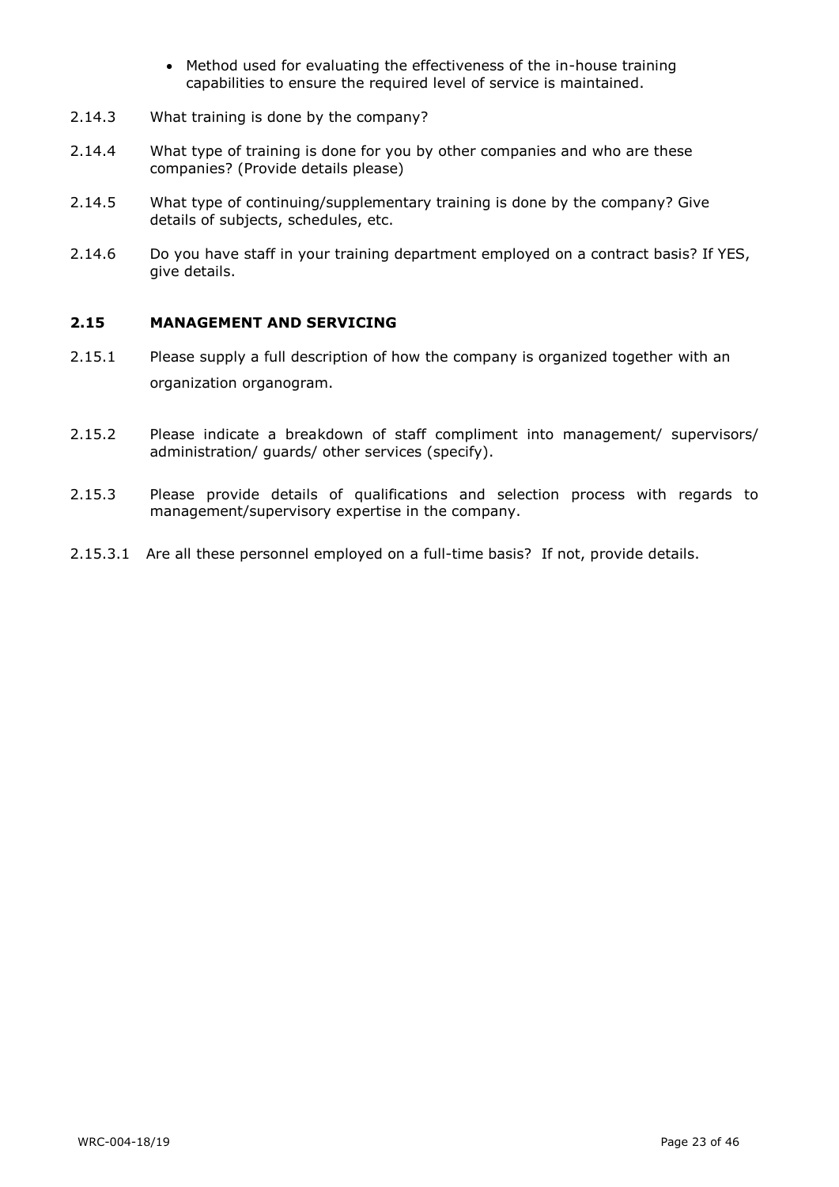- Method used for evaluating the effectiveness of the in-house training capabilities to ensure the required level of service is maintained.

2.14.3 What training is done by the company?

2.14.4 What type of training is done for you by other companies and who are these companies? (Provide details please)

2.14.5 What type of continuing/supplementary training is done by the company? Give details of subjects, schedules, etc.

2.14.6 Do you have staff in your training department employed on a contract basis? If YES, give details.

## 2.15 MANAGEMENT AND SERVICING

2.15.1 Please supply a full description of how the company is organized together with an organization organogram.

2.15.2 Please indicate a breakdown of staff compliment into management/ supervisors/ administration/ guards/ other services (specify).

2.15.3 Please provide details of qualifications and selection process with regards to management/supervisory expertise in the company.

2.15.3.1 Are all these personnel employed on a full-time basis? If not, provide details.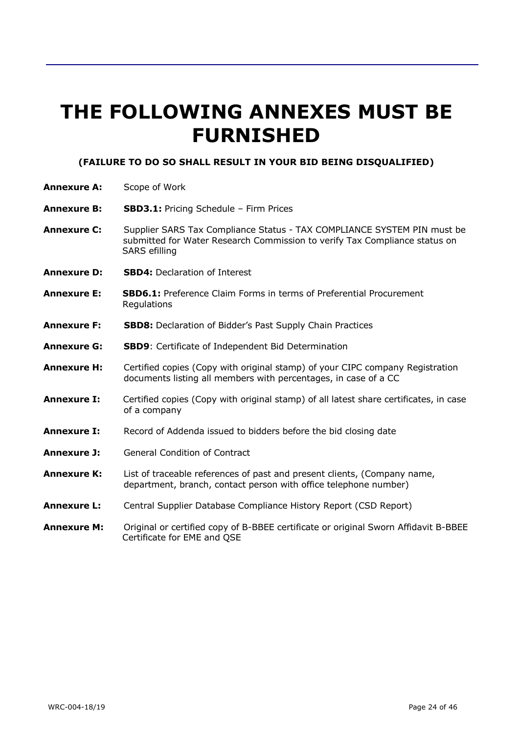# THE FOLLOWING ANNEXES MUST BE FURNISHED

**(FAILURE TO DO SO SHALL RESULT IN YOUR BID BEING DISQUALIFIED)**

**Annexure A:** Scope of Work

**Annexure B:** **SBD3.1:** Pricing Schedule – Firm Prices

**Annexure C:** Supplier SARS Tax Compliance Status - TAX COMPLIANCE SYSTEM PIN must be submitted for Water Research Commission to verify Tax Compliance status on SARS efilling

**Annexure D:** **SBD4:** Declaration of Interest

**Annexure E:** **SBD6.1:** Preference Claim Forms in terms of Preferential Procurement Regulations

**Annexure F:** **SBD8:** Declaration of Bidder's Past Supply Chain Practices

**Annexure G:** **SBD9**: Certificate of Independent Bid Determination

**Annexure H:** Certified copies (Copy with original stamp) of your CIPC company Registration documents listing all members with percentages, in case of a CC

**Annexure I:** Certified copies (Copy with original stamp) of all latest share certificates, in case of a company

**Annexure I:** Record of Addenda issued to bidders before the bid closing date

**Annexure J:** General Condition of Contract

**Annexure K:** List of traceable references of past and present clients, (Company name, department, branch, contact person with office telephone number)

**Annexure L:** Central Supplier Database Compliance History Report (CSD Report)

**Annexure M:** Original or certified copy of B-BBEE certificate or original Sworn Affidavit B-BBEE Certificate for EME and QSE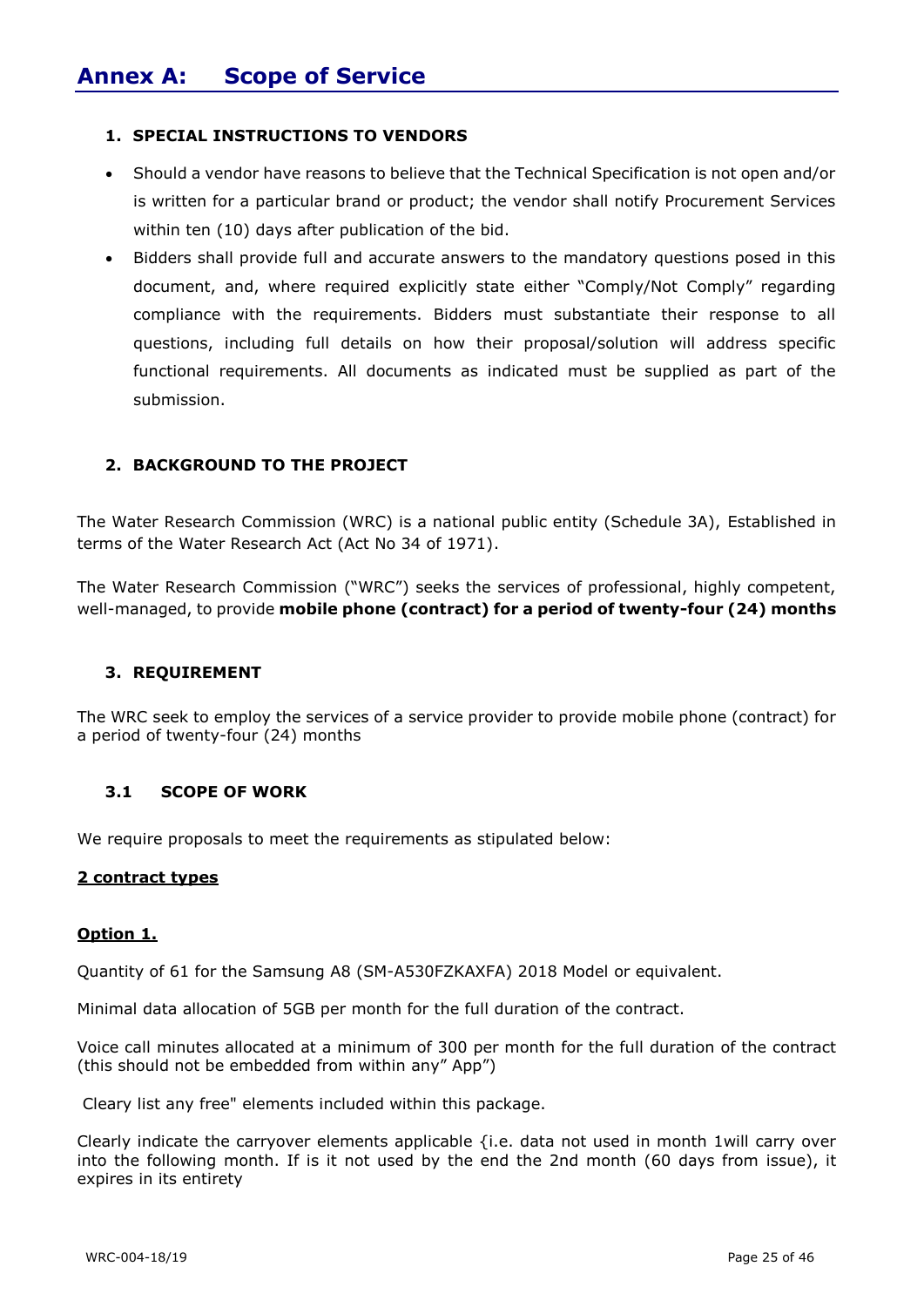# Annex A: Scope of Service

### 1. SPECIAL INSTRUCTIONS TO VENDORS

- Should a vendor have reasons to believe that the Technical Specification is not open and/or is written for a particular brand or product; the vendor shall notify Procurement Services within ten (10) days after publication of the bid.
- Bidders shall provide full and accurate answers to the mandatory questions posed in this document, and, where required explicitly state either "Comply/Not Comply" regarding compliance with the requirements. Bidders must substantiate their response to all questions, including full details on how their proposal/solution will address specific functional requirements. All documents as indicated must be supplied as part of the submission.

### 2. BACKGROUND TO THE PROJECT

The Water Research Commission (WRC) is a national public entity (Schedule 3A), Established in terms of the Water Research Act (Act No 34 of 1971).

The Water Research Commission ("WRC") seeks the services of professional, highly competent, well-managed, to provide **mobile phone (contract) for a period of twenty-four (24) months**

### 3. REQUIREMENT

The WRC seek to employ the services of a service provider to provide mobile phone (contract) for a period of twenty-four (24) months

#### 3.1 SCOPE OF WORK

We require proposals to meet the requirements as stipulated below:

**<u>2 contract types</u>**

**<u>Option 1.</u>**

Quantity of 61 for the Samsung A8 (SM-A530FZKAXFA) 2018 Model or equivalent.

Minimal data allocation of 5GB per month for the full duration of the contract.

Voice call minutes allocated at a minimum of 300 per month for the full duration of the contract (this should not be embedded from within any" App")

Cleary list any free" elements included within this package.

Clearly indicate the carryover elements applicable {i.e. data not used in month 1will carry over into the following month. If is it not used by the end the 2nd month (60 days from issue), it expires in its entirety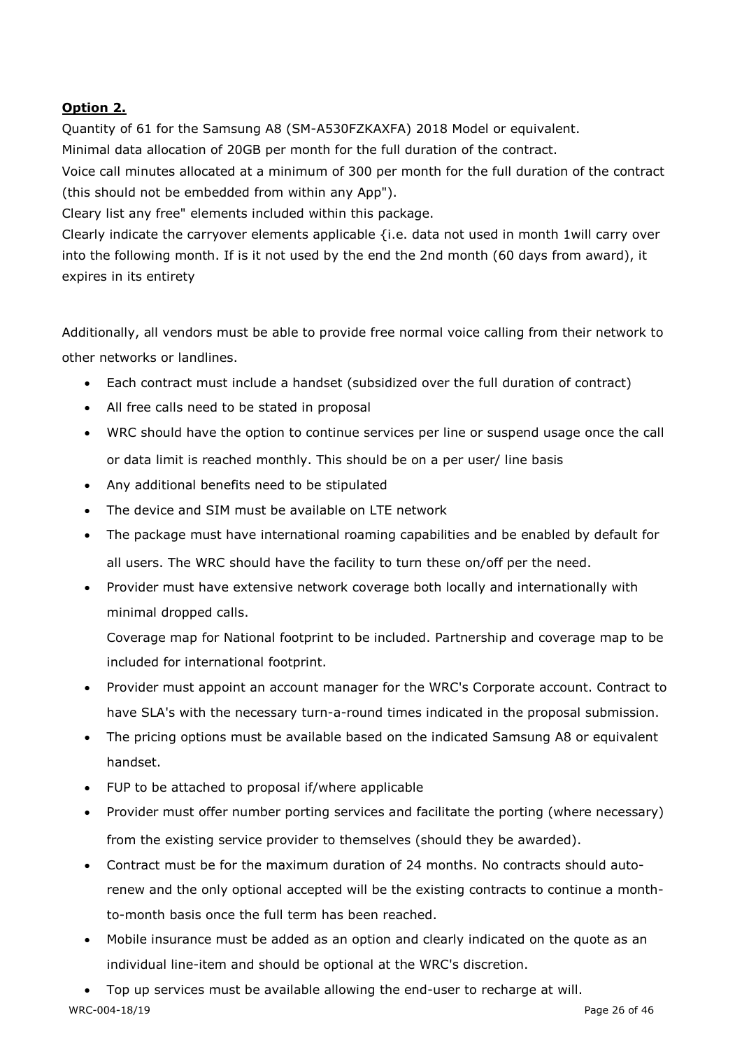**Option 2.**

Quantity of 61 for the Samsung A8 (SM-A530FZKAXFA) 2018 Model or equivalent.

Minimal data allocation of 20GB per month for the full duration of the contract.

Voice call minutes allocated at a minimum of 300 per month for the full duration of the contract (this should not be embedded from within any App").

Cleary list any free" elements included within this package.

Clearly indicate the carryover elements applicable {i.e. data not used in month 1will carry over into the following month. If is it not used by the end the 2nd month (60 days from award), it expires in its entirety

Additionally, all vendors must be able to provide free normal voice calling from their network to other networks or landlines.

- Each contract must include a handset (subsidized over the full duration of contract)
- All free calls need to be stated in proposal
- WRC should have the option to continue services per line or suspend usage once the call or data limit is reached monthly. This should be on a per user/ line basis
- Any additional benefits need to be stipulated
- The device and SIM must be available on LTE network
- The package must have international roaming capabilities and be enabled by default for all users. The WRC should have the facility to turn these on/off per the need.
- Provider must have extensive network coverage both locally and internationally with minimal dropped calls.

  Coverage map for National footprint to be included. Partnership and coverage map to be included for international footprint.
- Provider must appoint an account manager for the WRC's Corporate account. Contract to have SLA's with the necessary turn-a-round times indicated in the proposal submission.
- The pricing options must be available based on the indicated Samsung A8 or equivalent handset.
- FUP to be attached to proposal if/where applicable
- Provider must offer number porting services and facilitate the porting (where necessary) from the existing service provider to themselves (should they be awarded).
- Contract must be for the maximum duration of 24 months. No contracts should auto-renew and the only optional accepted will be the existing contracts to continue a month-to-month basis once the full term has been reached.
- Mobile insurance must be added as an option and clearly indicated on the quote as an individual line-item and should be optional at the WRC's discretion.
- Top up services must be available allowing the end-user to recharge at will.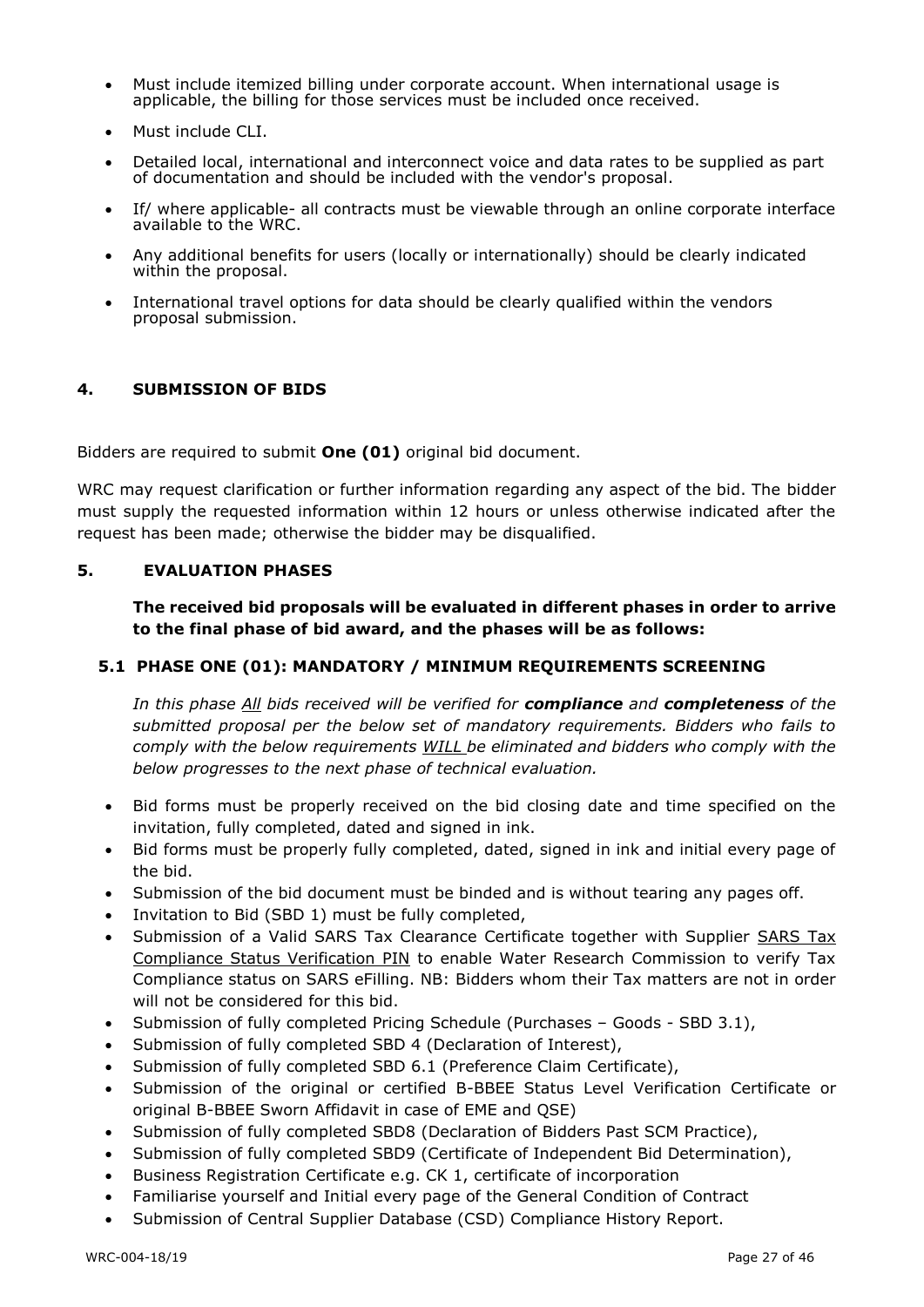- Must include itemized billing under corporate account. When international usage is applicable, the billing for those services must be included once received.
- Must include CLI.
- Detailed local, international and interconnect voice and data rates to be supplied as part of documentation and should be included with the vendor's proposal.
- If/ where applicable- all contracts must be viewable through an online corporate interface available to the WRC.
- Any additional benefits for users (locally or internationally) should be clearly indicated within the proposal.
- International travel options for data should be clearly qualified within the vendors proposal submission.

## 4. SUBMISSION OF BIDS

Bidders are required to submit **One (01)** original bid document.

WRC may request clarification or further information regarding any aspect of the bid. The bidder must supply the requested information within 12 hours or unless otherwise indicated after the request has been made; otherwise the bidder may be disqualified.

## 5. EVALUATION PHASES

**The received bid proposals will be evaluated in different phases in order to arrive to the final phase of bid award, and the phases will be as follows:**

### 5.1 PHASE ONE (01): MANDATORY / MINIMUM REQUIREMENTS SCREENING

*In this phase All bids received will be verified for **compliance** and **completeness** of the submitted proposal per the below set of mandatory requirements. Bidders who fails to comply with the below requirements WILL be eliminated and bidders who comply with the below progresses to the next phase of technical evaluation.*

- Bid forms must be properly received on the bid closing date and time specified on the invitation, fully completed, dated and signed in ink.
- Bid forms must be properly fully completed, dated, signed in ink and initial every page of the bid.
- Submission of the bid document must be binded and is without tearing any pages off.
- Invitation to Bid (SBD 1) must be fully completed,
- Submission of a Valid SARS Tax Clearance Certificate together with Supplier SARS Tax Compliance Status Verification PIN to enable Water Research Commission to verify Tax Compliance status on SARS eFilling. NB: Bidders whom their Tax matters are not in order will not be considered for this bid.
- Submission of fully completed Pricing Schedule (Purchases – Goods - SBD 3.1),
- Submission of fully completed SBD 4 (Declaration of Interest),
- Submission of fully completed SBD 6.1 (Preference Claim Certificate),
- Submission of the original or certified B-BBEE Status Level Verification Certificate or original B-BBEE Sworn Affidavit in case of EME and QSE)
- Submission of fully completed SBD8 (Declaration of Bidders Past SCM Practice),
- Submission of fully completed SBD9 (Certificate of Independent Bid Determination),
- Business Registration Certificate e.g. CK 1, certificate of incorporation
- Familiarise yourself and Initial every page of the General Condition of Contract
- Submission of Central Supplier Database (CSD) Compliance History Report.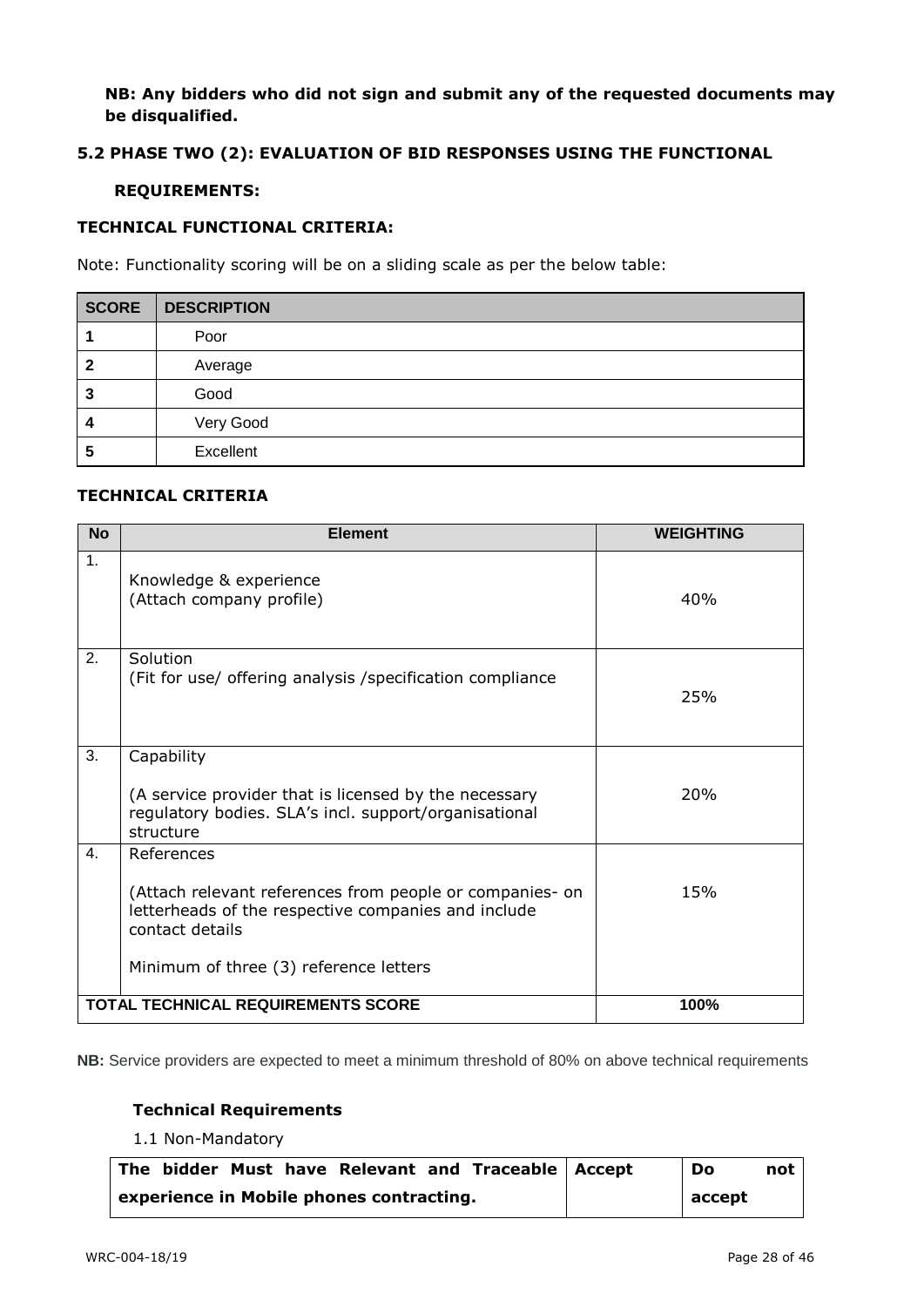**NB: Any bidders who did not sign and submit any of the requested documents may be disqualified.**

### 5.2 PHASE TWO (2): EVALUATION OF BID RESPONSES USING THE FUNCTIONAL REQUIREMENTS:

**TECHNICAL FUNCTIONAL CRITERIA:**

Note: Functionality scoring will be on a sliding scale as per the below table:

| SCORE | DESCRIPTION |
|---|---|
| 1 | Poor |
| 2 | Average |
| 3 | Good |
| 4 | Very Good |
| 5 | Excellent |

**TECHNICAL CRITERIA**

| No | Element | WEIGHTING |
|---|---|---|
| 1. | Knowledge & experience<br>(Attach company profile) | 40% |
| 2. | Solution<br>(Fit for use/ offering analysis /specification compliance | 25% |
| 3. | Capability<br><br>(A service provider that is licensed by the necessary regulatory bodies. SLA's incl. support/organisational structure | 20% |
| 4. | References<br><br>(Attach relevant references from people or companies- on letterheads of the respective companies and include contact details<br><br>Minimum of three (3) reference letters | 15% |
| **TOTAL TECHNICAL REQUIREMENTS SCORE** | | **100%** |

**NB:** Service providers are expected to meet a minimum threshold of 80% on above technical requirements

**Technical Requirements**

1.1 Non-Mandatory

| **The bidder Must have Relevant and Traceable experience in Mobile phones contracting.** | **Accept** | **Do not accept** |
|---|---|---|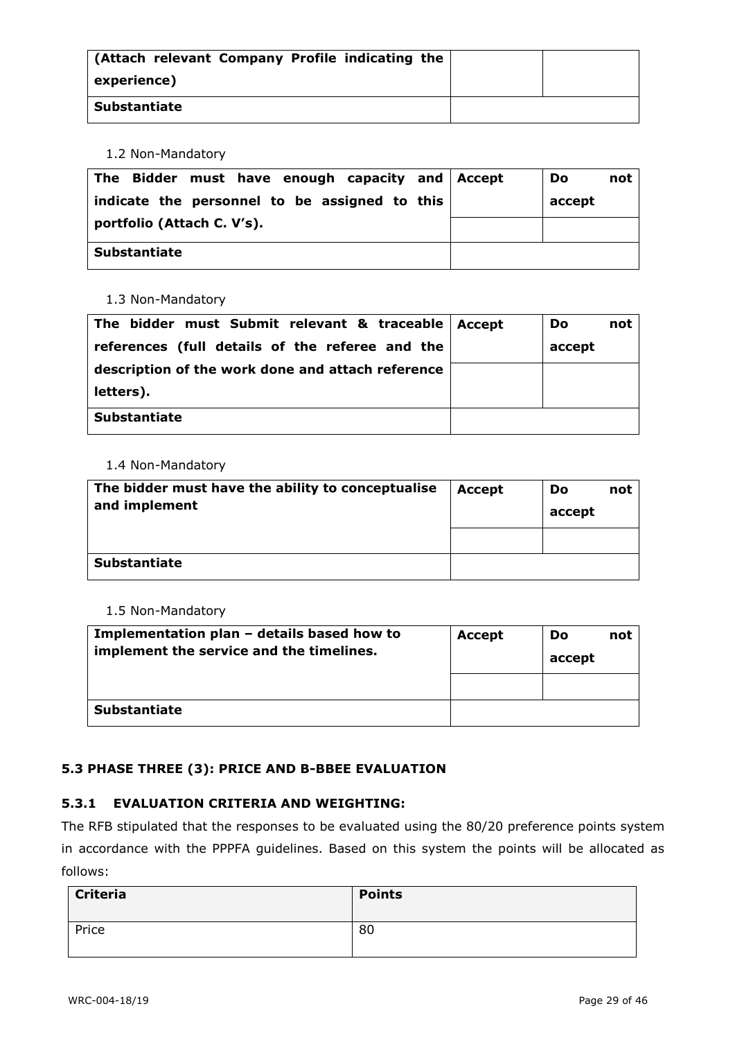| (Attach relevant Company Profile indicating the experience) | | |
|---|---|---|
| **Substantiate** | | |

1.2 Non-Mandatory

| The Bidder must have enough capacity and indicate the personnel to be assigned to this portfolio (Attach C. V's). | Accept | Do not accept |
|---|---|---|
| | | |
| **Substantiate** | | |

1.3 Non-Mandatory

| The bidder must Submit relevant & traceable references (full details of the referee and the description of the work done and attach reference letters). | Accept | Do not accept |
|---|---|---|
| | | |
| **Substantiate** | | |

1.4 Non-Mandatory

| The bidder must have the ability to conceptualise and implement | Accept | Do not accept |
|---|---|---|
| | | |
| **Substantiate** | | |

1.5 Non-Mandatory

| Implementation plan – details based how to implement the service and the timelines. | Accept | Do not accept |
|---|---|---|
| | | |
| **Substantiate** | | |

### 5.3 PHASE THREE (3): PRICE AND B-BBEE EVALUATION

#### 5.3.1 EVALUATION CRITERIA AND WEIGHTING:

The RFB stipulated that the responses to be evaluated using the 80/20 preference points system in accordance with the PPPFA guidelines. Based on this system the points will be allocated as follows:

| Criteria | Points |
|---|---|
| Price | 80 |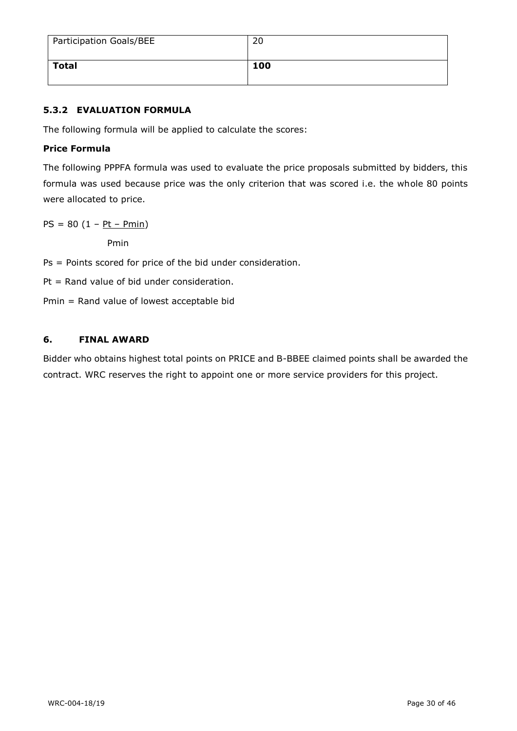| Participation Goals/BEE | 20 |
| --- | --- |
| **Total** | **100** |

### 5.3.2 EVALUATION FORMULA

The following formula will be applied to calculate the scores:

**Price Formula**

The following PPPFA formula was used to evaluate the price proposals submitted by bidders, this formula was used because price was the only criterion that was scored i.e. the whole 80 points were allocated to price.

$$PS = 80\left(1 - \frac{Pt - Pmin}{Pmin}\right)$$

Ps = Points scored for price of the bid under consideration.

Pt = Rand value of bid under consideration.

Pmin = Rand value of lowest acceptable bid

## 6. FINAL AWARD

Bidder who obtains highest total points on PRICE and B-BBEE claimed points shall be awarded the contract. WRC reserves the right to appoint one or more service providers for this project.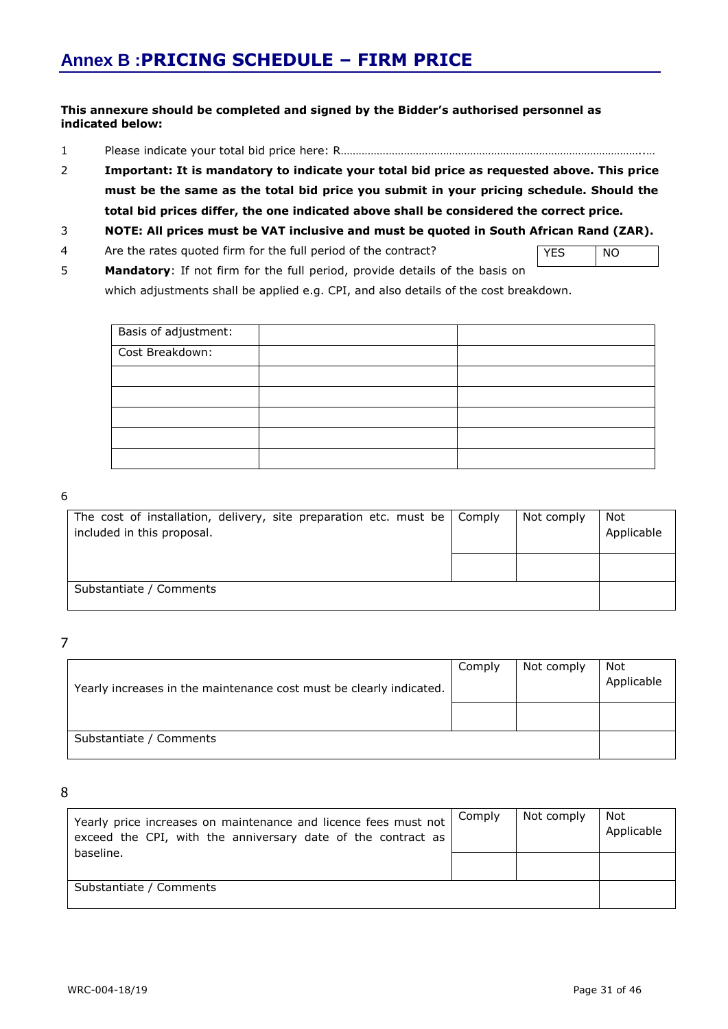# Annex B : PRICING SCHEDULE – FIRM PRICE

**This annexure should be completed and signed by the Bidder's authorised personnel as indicated below:**

1. Please indicate your total bid price here: R……………………………………………………………………………………..….
2. **Important: It is mandatory to indicate your total bid price as requested above. This price must be the same as the total bid price you submit in your pricing schedule. Should the total bid prices differ, the one indicated above shall be considered the correct price.**
3. **NOTE: All prices must be VAT inclusive and must be quoted in South African Rand (ZAR).**
4. Are the rates quoted firm for the full period of the contract?

| YES | NO |
|---|---|

5. **Mandatory**: If not firm for the full period, provide details of the basis on which adjustments shall be applied e.g. CPI, and also details of the cost breakdown.

| Basis of adjustment: | | |
|---|---|---|
| Cost Breakdown: | | |
| | | |
| | | |
| | | |
| | | |
| | | |

6

| The cost of installation, delivery, site preparation etc. must be included in this proposal. | Comply | Not comply | Not Applicable |
|---|---|---|---|
| | | | |
| Substantiate / Comments | | | |

7

| Yearly increases in the maintenance cost must be clearly indicated. | Comply | Not comply | Not Applicable |
|---|---|---|---|
| | | | |
| Substantiate / Comments | | | |

8

| Yearly price increases on maintenance and licence fees must not exceed the CPI, with the anniversary date of the contract as baseline. | Comply | Not comply | Not Applicable |
|---|---|---|---|
| | | | |
| Substantiate / Comments | | | |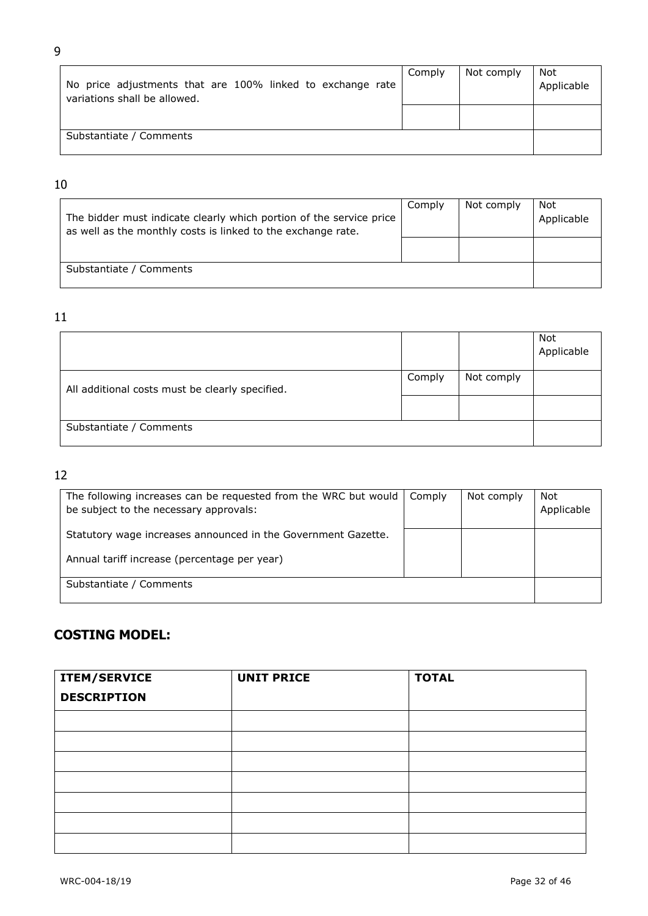9

| No price adjustments that are 100% linked to exchange rate variations shall be allowed. | Comply | Not comply | Not Applicable |
|---|---|---|---|
| | | | |
| Substantiate / Comments | | | |

10

| The bidder must indicate clearly which portion of the service price as well as the monthly costs is linked to the exchange rate. | Comply | Not comply | Not Applicable |
|---|---|---|---|
| | | | |
| Substantiate / Comments | | | |

11

| | | | Not Applicable |
|---|---|---|---|
| All additional costs must be clearly specified. | Comply | Not comply | |
| | | | |
| Substantiate / Comments | | | |

12

| The following increases can be requested from the WRC but would be subject to the necessary approvals: | Comply | Not comply | Not Applicable |
|---|---|---|---|
| Statutory wage increases announced in the Government Gazette.<br><br>Annual tariff increase (percentage per year) | | | |
| Substantiate / Comments | | | |

## COSTING MODEL:

| ITEM/SERVICE DESCRIPTION | UNIT PRICE | TOTAL |
|---|---|---|
| | | |
| | | |
| | | |
| | | |
| | | |
| | | |
| | | |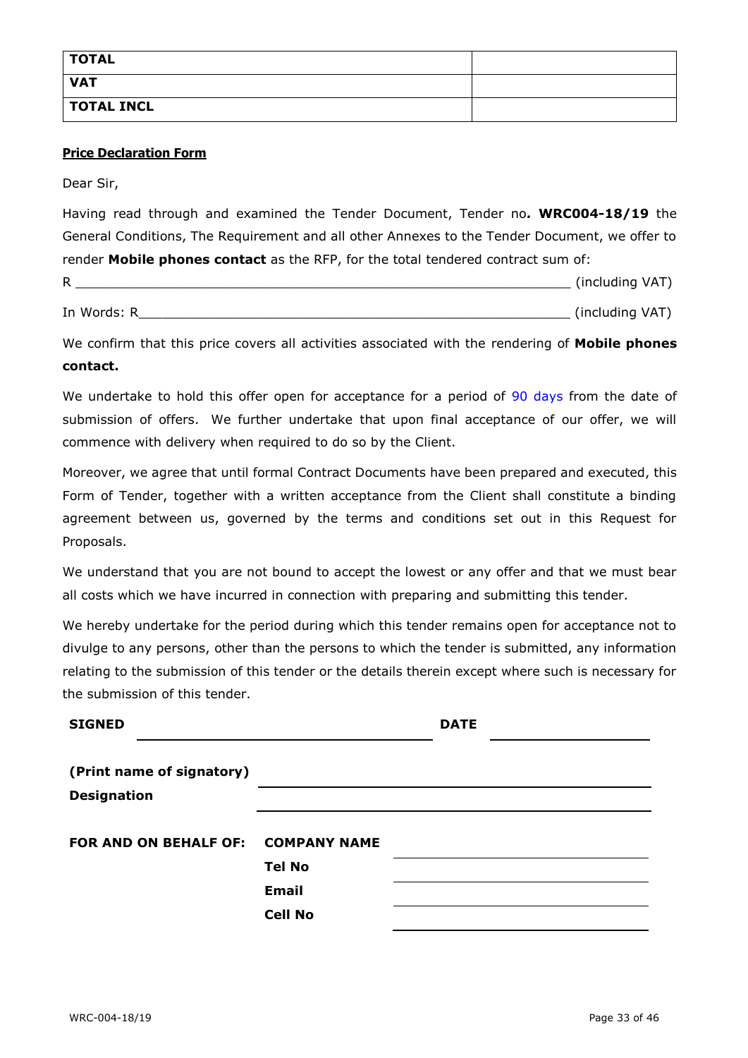| TOTAL | |
|---|---|
| VAT | |
| TOTAL INCL | |

**Price Declaration Form**

Dear Sir,

Having read through and examined the Tender Document, Tender no***.*** **WRC004-18/19** the General Conditions, The Requirement and all other Annexes to the Tender Document, we offer to render **Mobile phones contact** as the RFP, for the total tendered contract sum of:

R ______________________________________________________________ (including VAT)

In Words: R______________________________________________________ (including VAT)

We confirm that this price covers all activities associated with the rendering of **Mobile phones contact.**

We undertake to hold this offer open for acceptance for a period of 90 days from the date of submission of offers. We further undertake that upon final acceptance of our offer, we will commence with delivery when required to do so by the Client.

Moreover, we agree that until formal Contract Documents have been prepared and executed, this Form of Tender, together with a written acceptance from the Client shall constitute a binding agreement between us, governed by the terms and conditions set out in this Request for Proposals.

We understand that you are not bound to accept the lowest or any offer and that we must bear all costs which we have incurred in connection with preparing and submitting this tender.

We hereby undertake for the period during which this tender remains open for acceptance not to divulge to any persons, other than the persons to which the tender is submitted, any information relating to the submission of this tender or the details therein except where such is necessary for the submission of this tender.

**SIGNED** ______________________________ **DATE** ________________

**(Print name of signatory)** ______________________________

**Designation** ______________________________

**FOR AND ON BEHALF OF:** **COMPANY NAME** ______________________________

**Tel No** ______________________________

**Email** ______________________________

**Cell No** ______________________________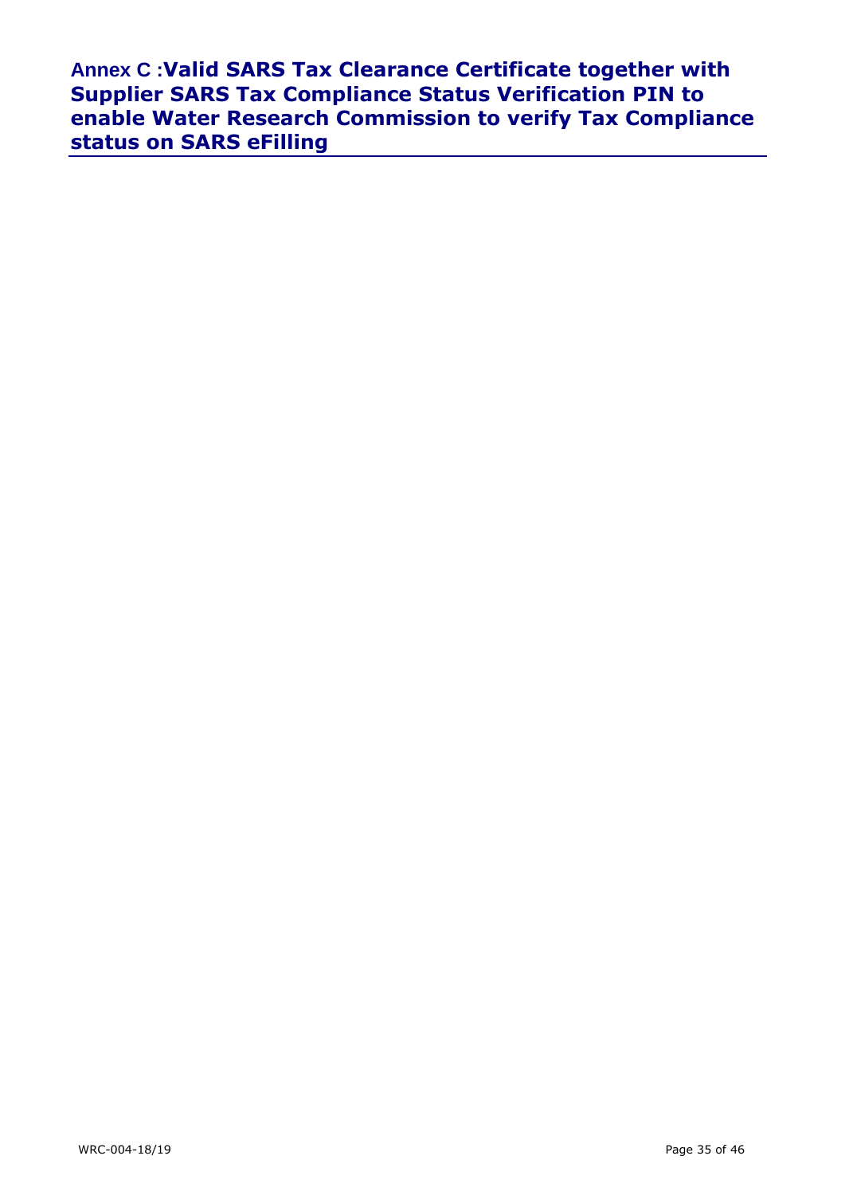## Annex C : Valid SARS Tax Clearance Certificate together with Supplier SARS Tax Compliance Status Verification PIN to enable Water Research Commission to verify Tax Compliance status on SARS eFilling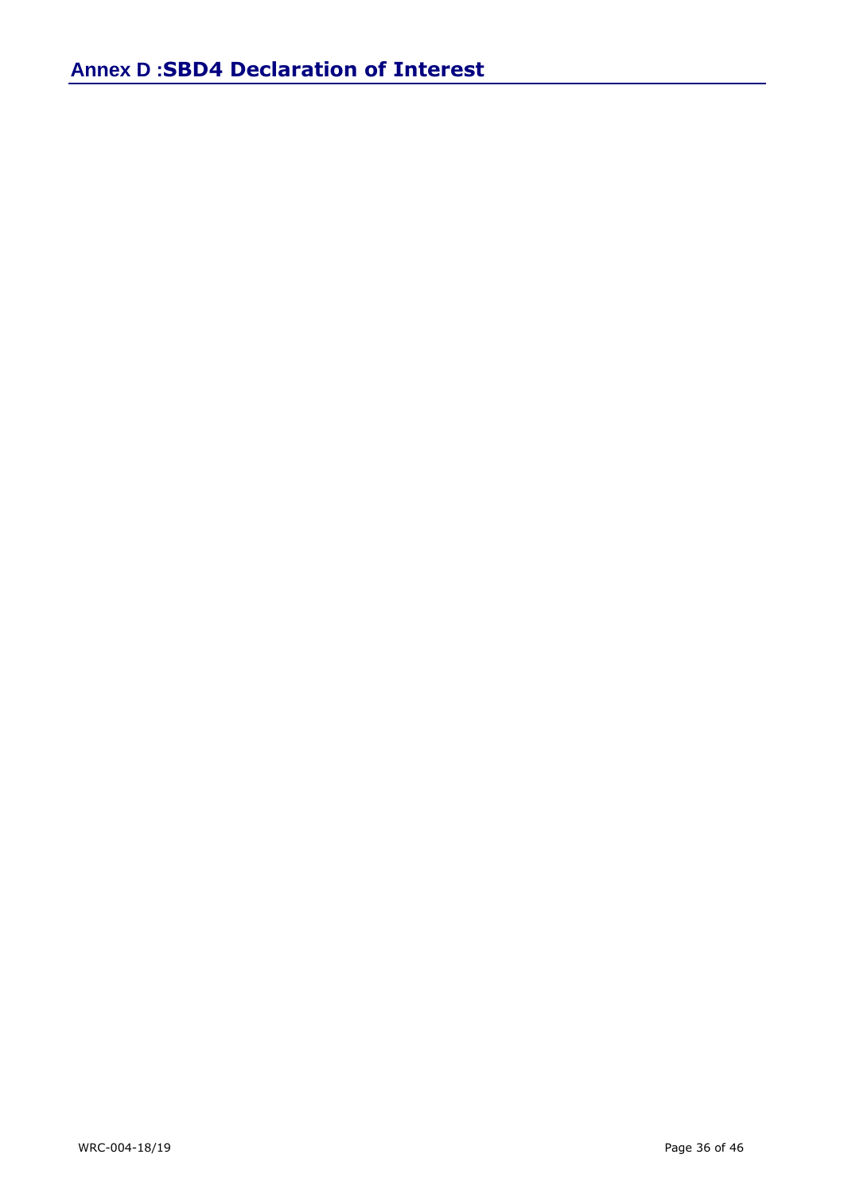# Annex D :SBD4 Declaration of Interest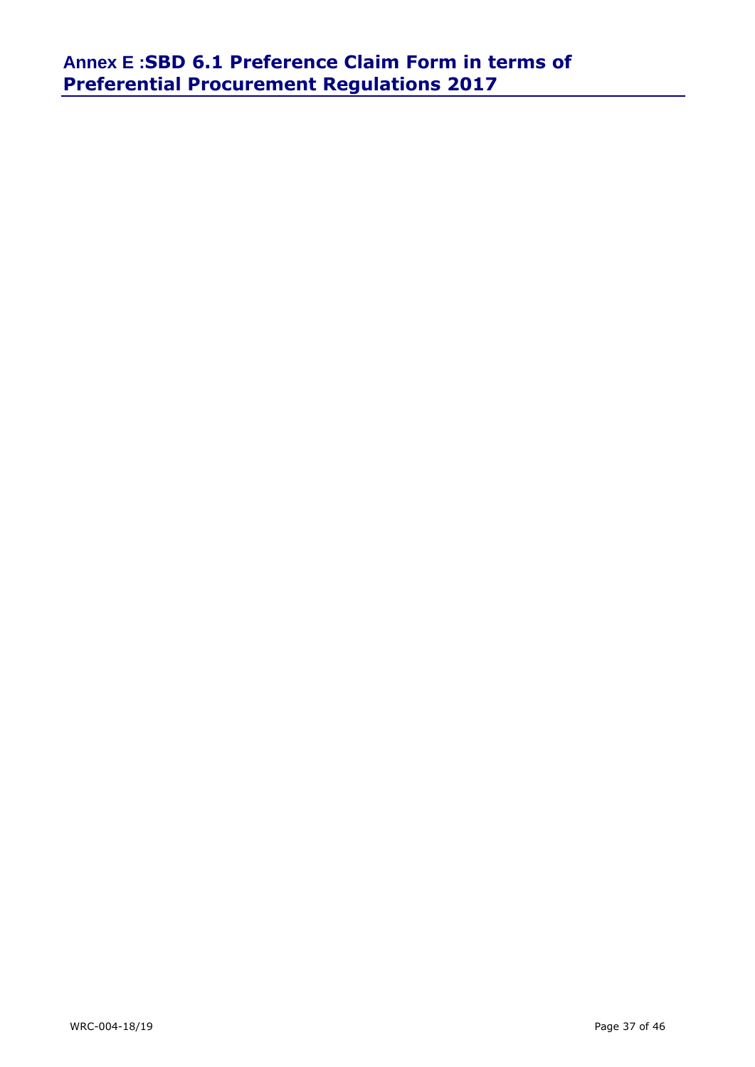## Annex E :SBD 6.1 Preference Claim Form in terms of Preferential Procurement Regulations 2017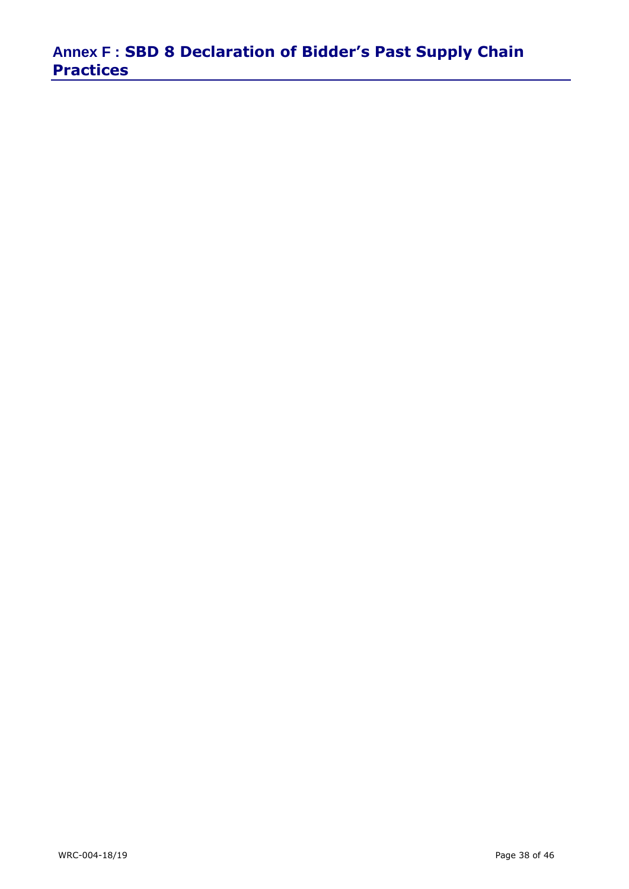## Annex F : SBD 8 Declaration of Bidder's Past Supply Chain Practices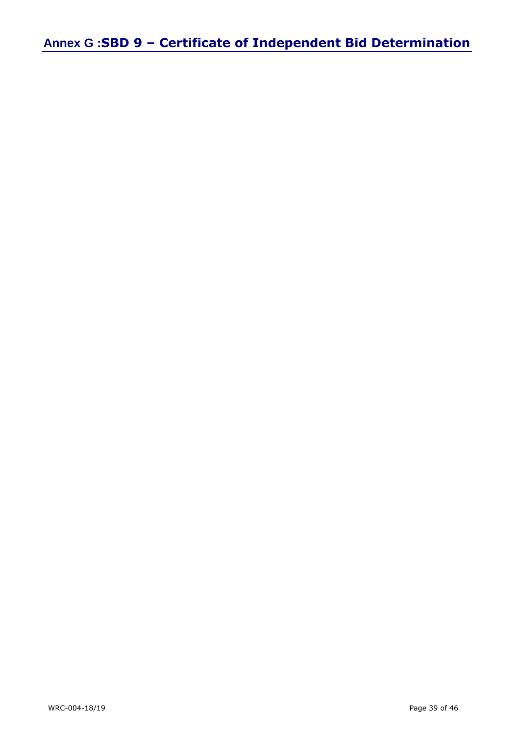# Annex G :SBD 9 – Certificate of Independent Bid Determination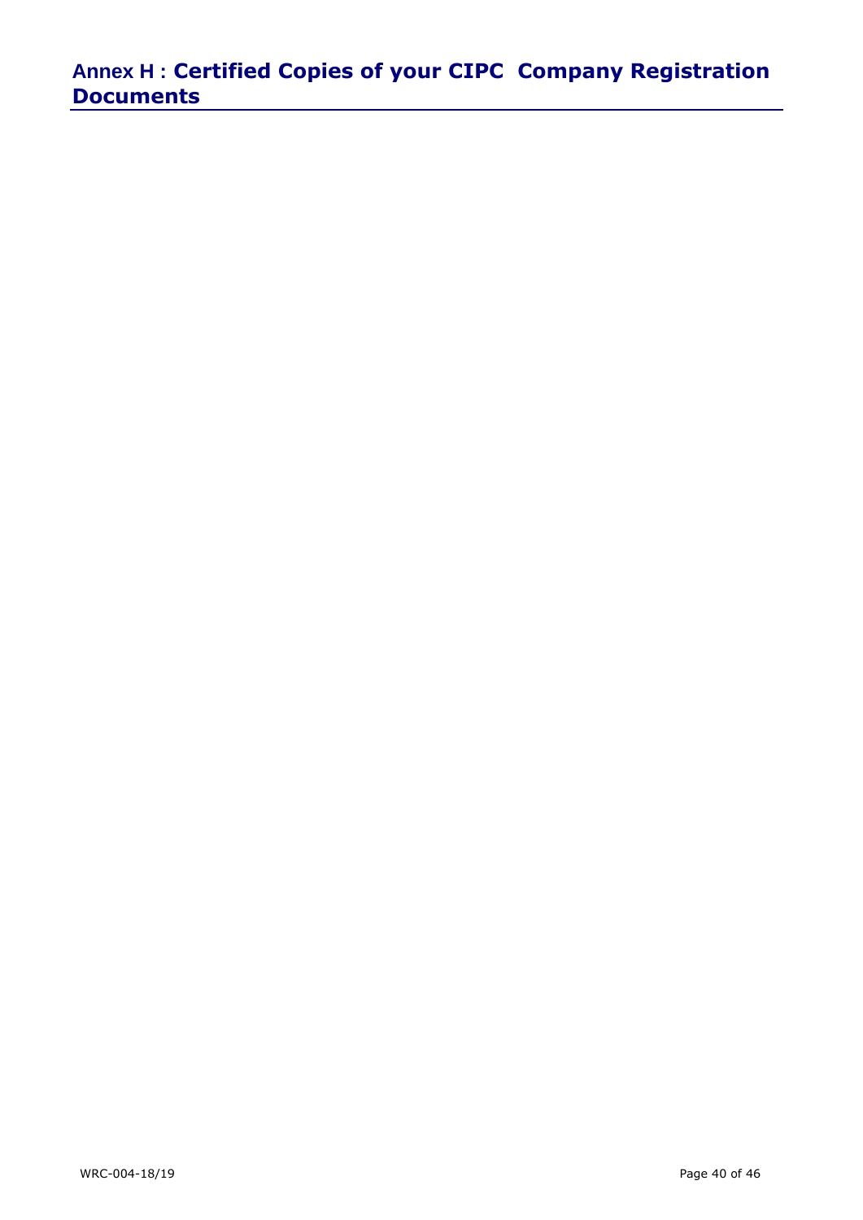## Annex H : Certified Copies of your CIPC Company Registration Documents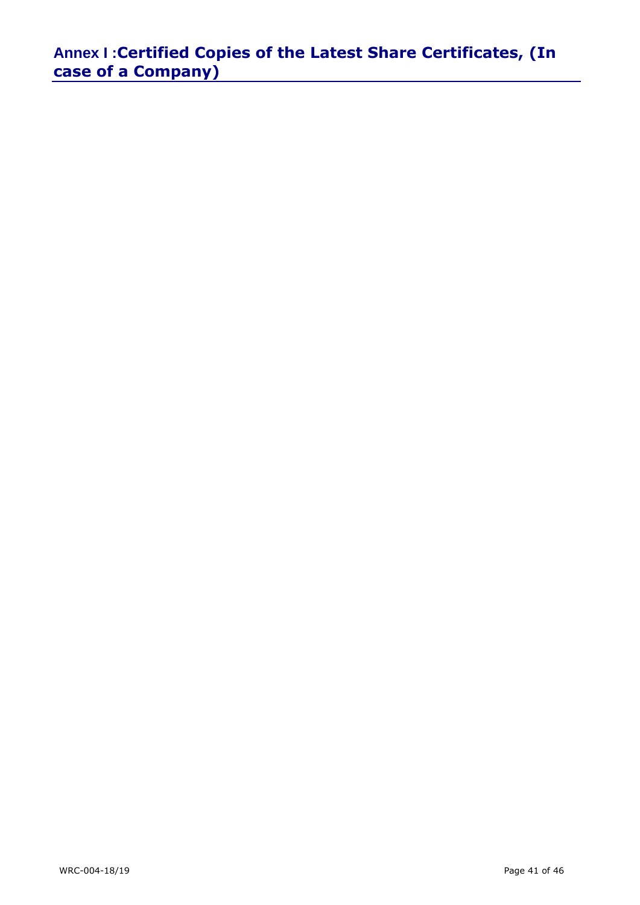## Annex I :Certified Copies of the Latest Share Certificates, (In case of a Company)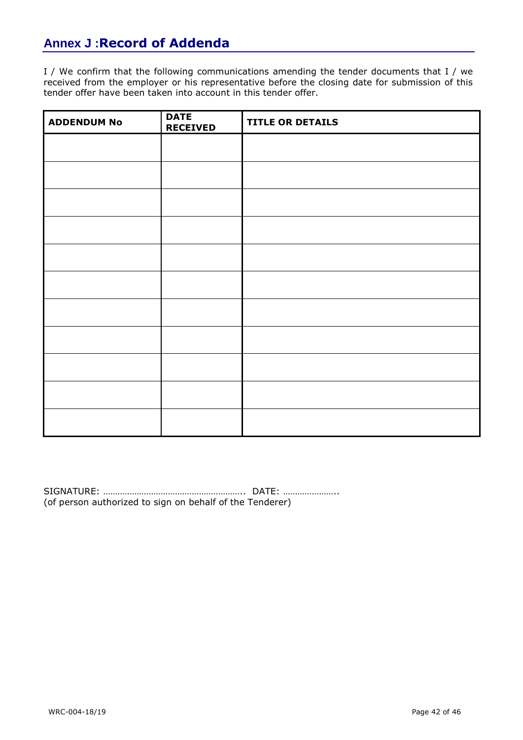## Annex J :**Record of Addenda**

I / We confirm that the following communications amending the tender documents that I / we received from the employer or his representative before the closing date for submission of this tender offer have been taken into account in this tender offer.

| ADDENDUM No | DATE RECEIVED | TITLE OR DETAILS |
|---|---|---|
| | | |
| | | |
| | | |
| | | |
| | | |
| | | |
| | | |
| | | |
| | | |
| | | |
| | | |

SIGNATURE: ………………………………………………….. DATE: …………………..
(of person authorized to sign on behalf of the Tenderer)

WRC-004-18/19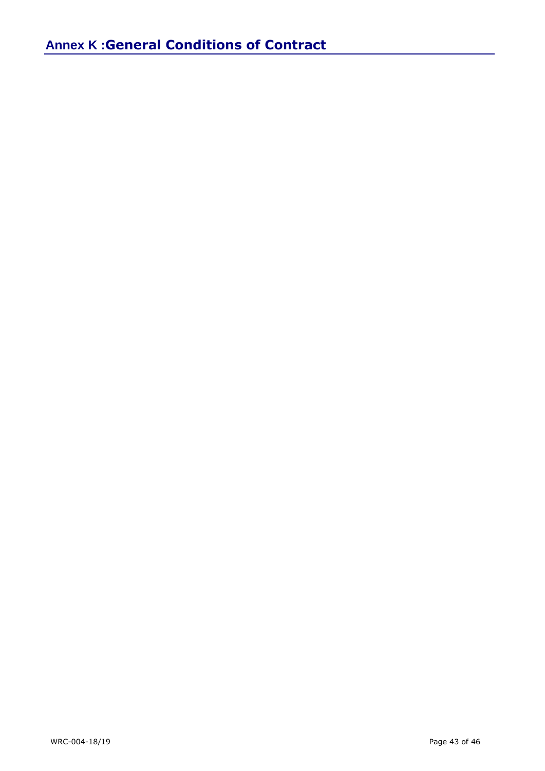# Annex K : General Conditions of Contract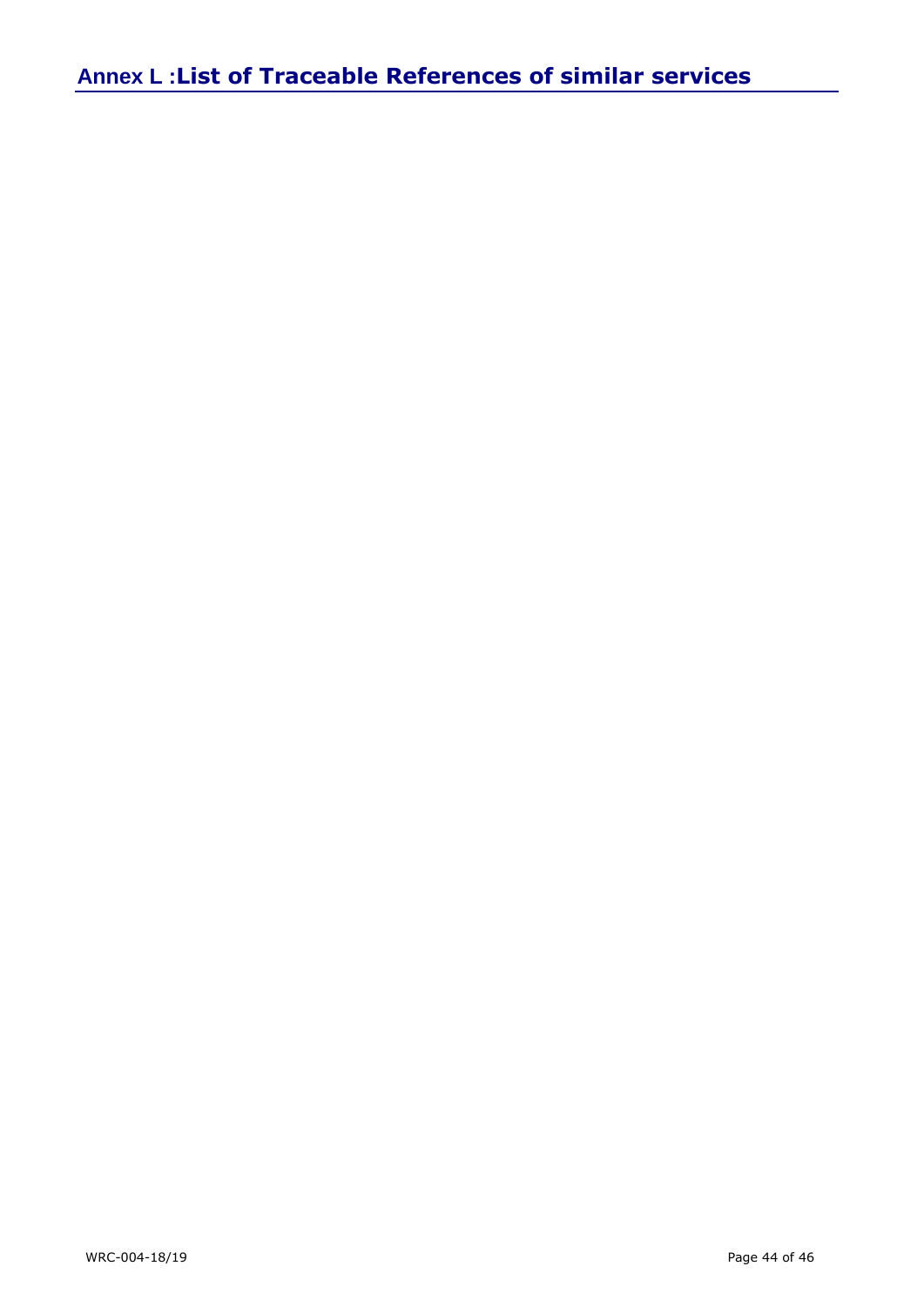# Annex L :List of Traceable References of similar services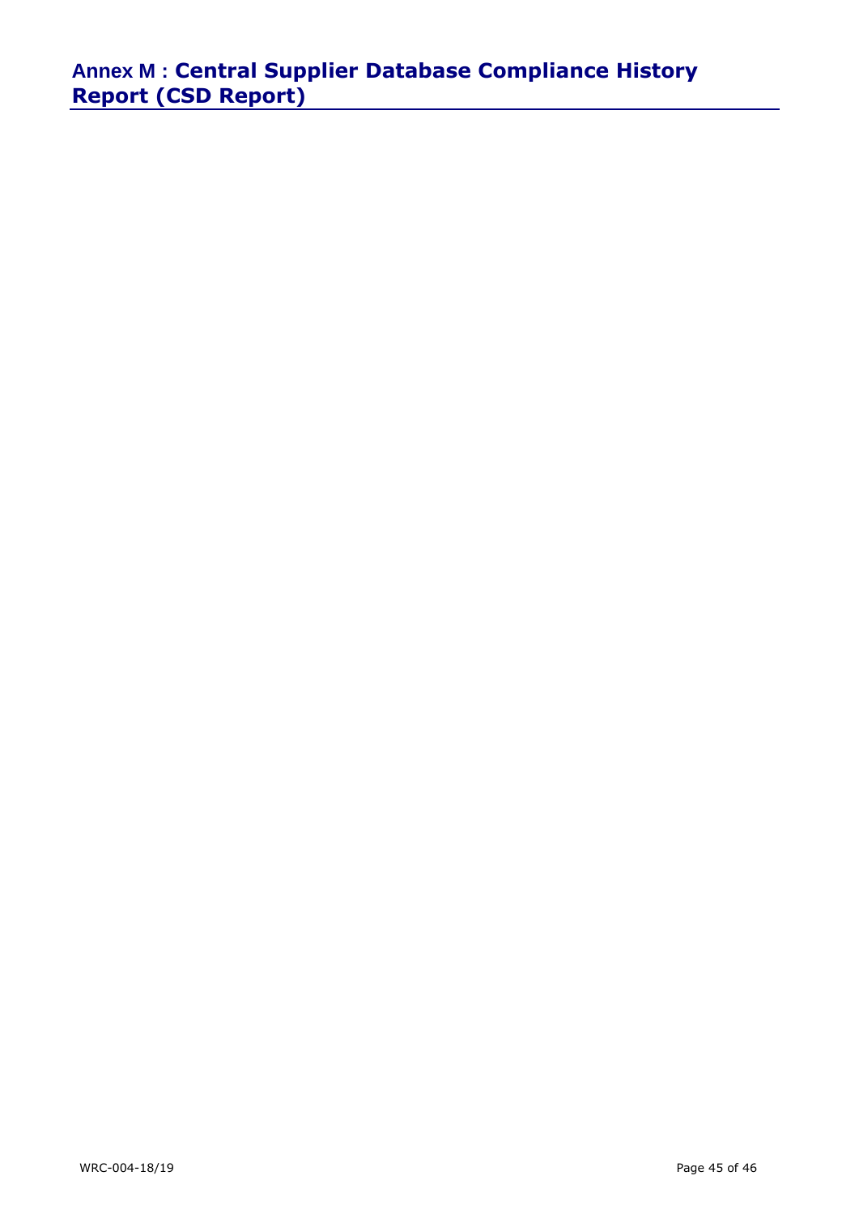## Annex M : Central Supplier Database Compliance History Report (CSD Report)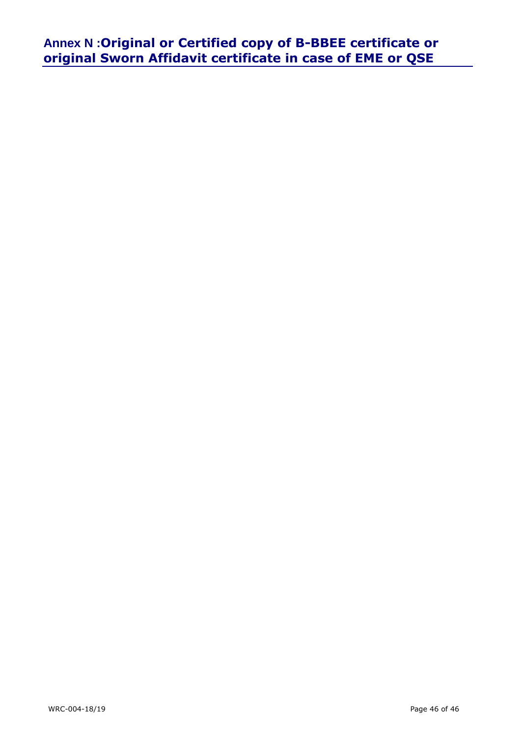## Annex N :Original or Certified copy of B-BBEE certificate or original Sworn Affidavit certificate in case of EME or QSE